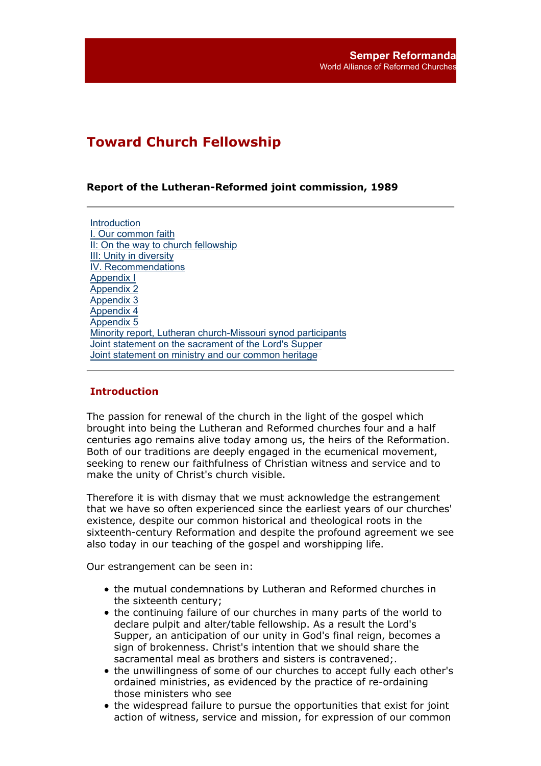Semper Reformanda
World Alliance of Reformed Churches

# Toward Church Fellowship

### Report of the Lutheran-Reformed joint commission, 1989

---

- Introduction
- I. Our common faith
- II: On the way to church fellowship
- III: Unity in diversity
- IV. Recommendations
- Appendix I
- Appendix 2
- Appendix 3
- Appendix 4
- Appendix 5
- Minority report, Lutheran church-Missouri synod participants
- Joint statement on the sacrament of the Lord's Supper
- Joint statement on ministry and our common heritage

---

## Introduction

The passion for renewal of the church in the light of the gospel which brought into being the Lutheran and Reformed churches four and a half centuries ago remains alive today among us, the heirs of the Reformation. Both of our traditions are deeply engaged in the ecumenical movement, seeking to renew our faithfulness of Christian witness and service and to make the unity of Christ's church visible.

Therefore it is with dismay that we must acknowledge the estrangement that we have so often experienced since the earliest years of our churches' existence, despite our common historical and theological roots in the sixteenth-century Reformation and despite the profound agreement we see also today in our teaching of the gospel and worshipping life.

Our estrangement can be seen in:

- the mutual condemnations by Lutheran and Reformed churches in the sixteenth century;
- the continuing failure of our churches in many parts of the world to declare pulpit and alter/table fellowship. As a result the Lord's Supper, an anticipation of our unity in God's final reign, becomes a sign of brokenness. Christ's intention that we should share the sacramental meal as brothers and sisters is contravened;.
- the unwillingness of some of our churches to accept fully each other's ordained ministries, as evidenced by the practice of re-ordaining those ministers who see
- the widespread failure to pursue the opportunities that exist for joint action of witness, service and mission, for expression of our common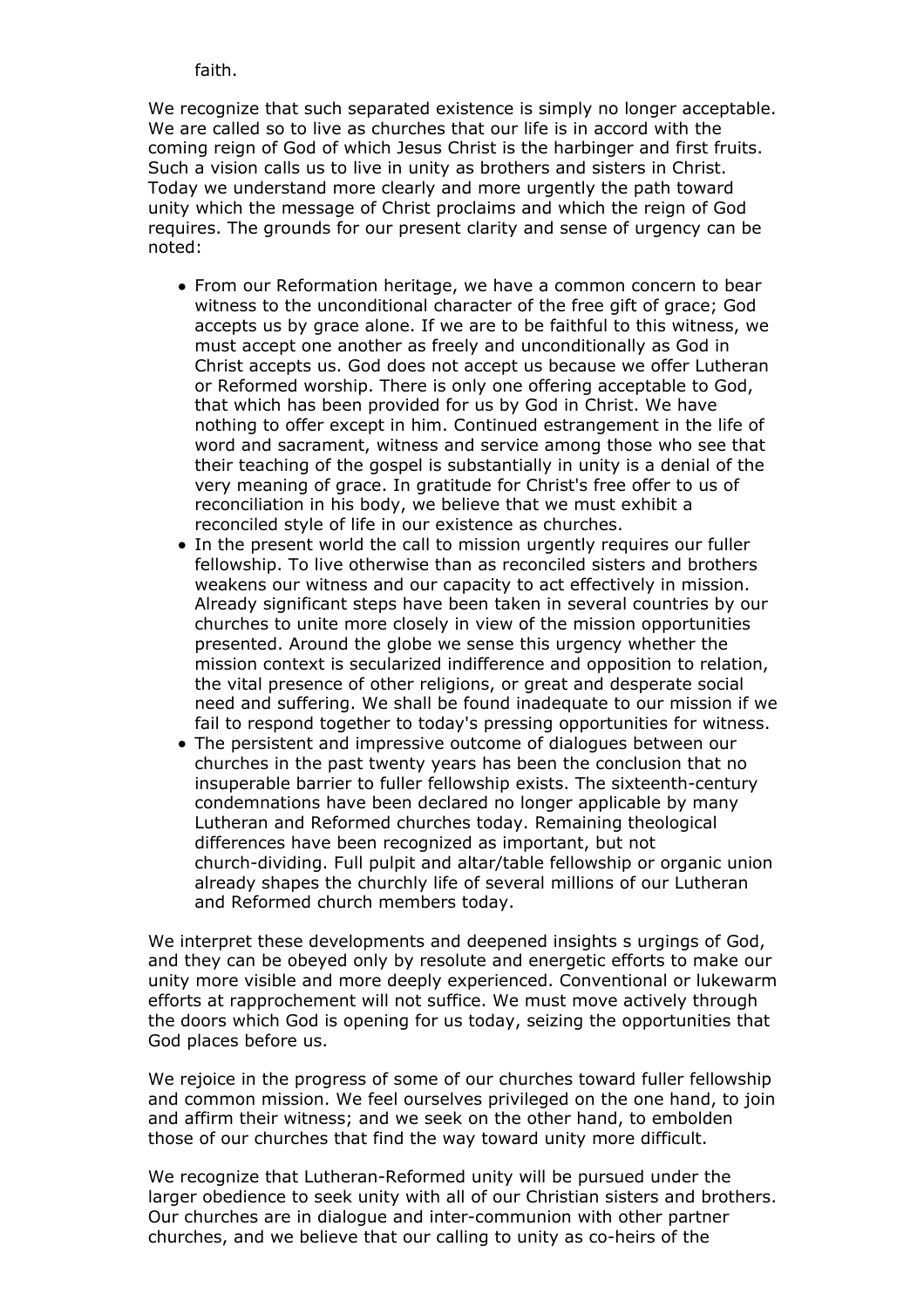faith.

We recognize that such separated existence is simply no longer acceptable. We are called so to live as churches that our life is in accord with the coming reign of God of which Jesus Christ is the harbinger and first fruits. Such a vision calls us to live in unity as brothers and sisters in Christ. Today we understand more clearly and more urgently the path toward unity which the message of Christ proclaims and which the reign of God requires. The grounds for our present clarity and sense of urgency can be noted:

- From our Reformation heritage, we have a common concern to bear witness to the unconditional character of the free gift of grace; God accepts us by grace alone. If we are to be faithful to this witness, we must accept one another as freely and unconditionally as God in Christ accepts us. God does not accept us because we offer Lutheran or Reformed worship. There is only one offering acceptable to God, that which has been provided for us by God in Christ. We have nothing to offer except in him. Continued estrangement in the life of word and sacrament, witness and service among those who see that their teaching of the gospel is substantially in unity is a denial of the very meaning of grace. In gratitude for Christ's free offer to us of reconciliation in his body, we believe that we must exhibit a reconciled style of life in our existence as churches.
- In the present world the call to mission urgently requires our fuller fellowship. To live otherwise than as reconciled sisters and brothers weakens our witness and our capacity to act effectively in mission. Already significant steps have been taken in several countries by our churches to unite more closely in view of the mission opportunities presented. Around the globe we sense this urgency whether the mission context is secularized indifference and opposition to relation, the vital presence of other religions, or great and desperate social need and suffering. We shall be found inadequate to our mission if we fail to respond together to today's pressing opportunities for witness.
- The persistent and impressive outcome of dialogues between our churches in the past twenty years has been the conclusion that no insuperable barrier to fuller fellowship exists. The sixteenth-century condemnations have been declared no longer applicable by many Lutheran and Reformed churches today. Remaining theological differences have been recognized as important, but not church-dividing. Full pulpit and altar/table fellowship or organic union already shapes the churchly life of several millions of our Lutheran and Reformed church members today.

We interpret these developments and deepened insights s urgings of God, and they can be obeyed only by resolute and energetic efforts to make our unity more visible and more deeply experienced. Conventional or lukewarm efforts at rapprochement will not suffice. We must move actively through the doors which God is opening for us today, seizing the opportunities that God places before us.

We rejoice in the progress of some of our churches toward fuller fellowship and common mission. We feel ourselves privileged on the one hand, to join and affirm their witness; and we seek on the other hand, to embolden those of our churches that find the way toward unity more difficult.

We recognize that Lutheran-Reformed unity will be pursued under the larger obedience to seek unity with all of our Christian sisters and brothers. Our churches are in dialogue and inter-communion with other partner churches, and we believe that our calling to unity as co-heirs of the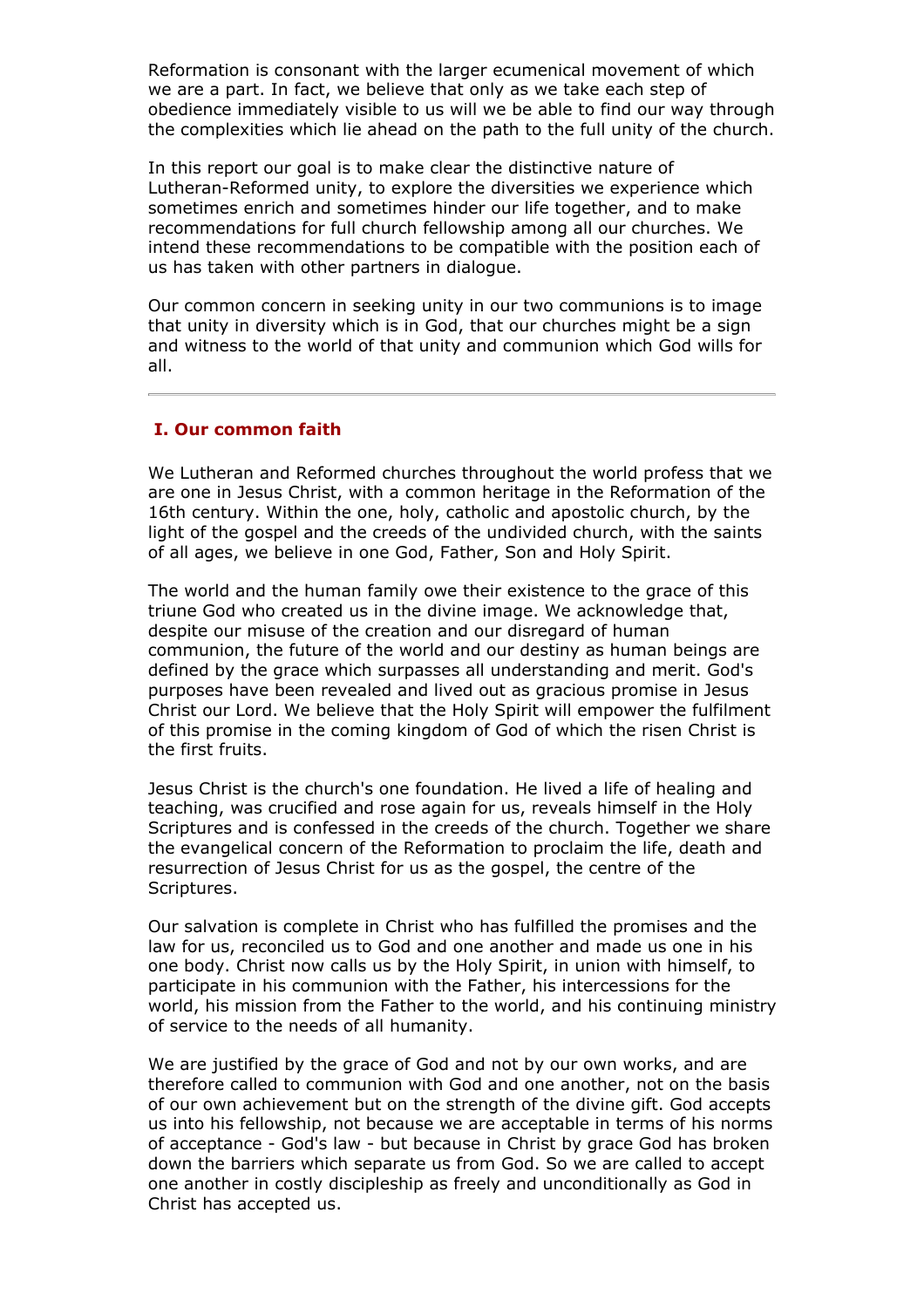Reformation is consonant with the larger ecumenical movement of which we are a part. In fact, we believe that only as we take each step of obedience immediately visible to us will we be able to find our way through the complexities which lie ahead on the path to the full unity of the church.

In this report our goal is to make clear the distinctive nature of Lutheran-Reformed unity, to explore the diversities we experience which sometimes enrich and sometimes hinder our life together, and to make recommendations for full church fellowship among all our churches. We intend these recommendations to be compatible with the position each of us has taken with other partners in dialogue.

Our common concern in seeking unity in our two communions is to image that unity in diversity which is in God, that our churches might be a sign and witness to the world of that unity and communion which God wills for all.

---

## I. Our common faith

We Lutheran and Reformed churches throughout the world profess that we are one in Jesus Christ, with a common heritage in the Reformation of the 16th century. Within the one, holy, catholic and apostolic church, by the light of the gospel and the creeds of the undivided church, with the saints of all ages, we believe in one God, Father, Son and Holy Spirit.

The world and the human family owe their existence to the grace of this triune God who created us in the divine image. We acknowledge that, despite our misuse of the creation and our disregard of human communion, the future of the world and our destiny as human beings are defined by the grace which surpasses all understanding and merit. God's purposes have been revealed and lived out as gracious promise in Jesus Christ our Lord. We believe that the Holy Spirit will empower the fulfilment of this promise in the coming kingdom of God of which the risen Christ is the first fruits.

Jesus Christ is the church's one foundation. He lived a life of healing and teaching, was crucified and rose again for us, reveals himself in the Holy Scriptures and is confessed in the creeds of the church. Together we share the evangelical concern of the Reformation to proclaim the life, death and resurrection of Jesus Christ for us as the gospel, the centre of the Scriptures.

Our salvation is complete in Christ who has fulfilled the promises and the law for us, reconciled us to God and one another and made us one in his one body. Christ now calls us by the Holy Spirit, in union with himself, to participate in his communion with the Father, his intercessions for the world, his mission from the Father to the world, and his continuing ministry of service to the needs of all humanity.

We are justified by the grace of God and not by our own works, and are therefore called to communion with God and one another, not on the basis of our own achievement but on the strength of the divine gift. God accepts us into his fellowship, not because we are acceptable in terms of his norms of acceptance - God's law - but because in Christ by grace God has broken down the barriers which separate us from God. So we are called to accept one another in costly discipleship as freely and unconditionally as God in Christ has accepted us.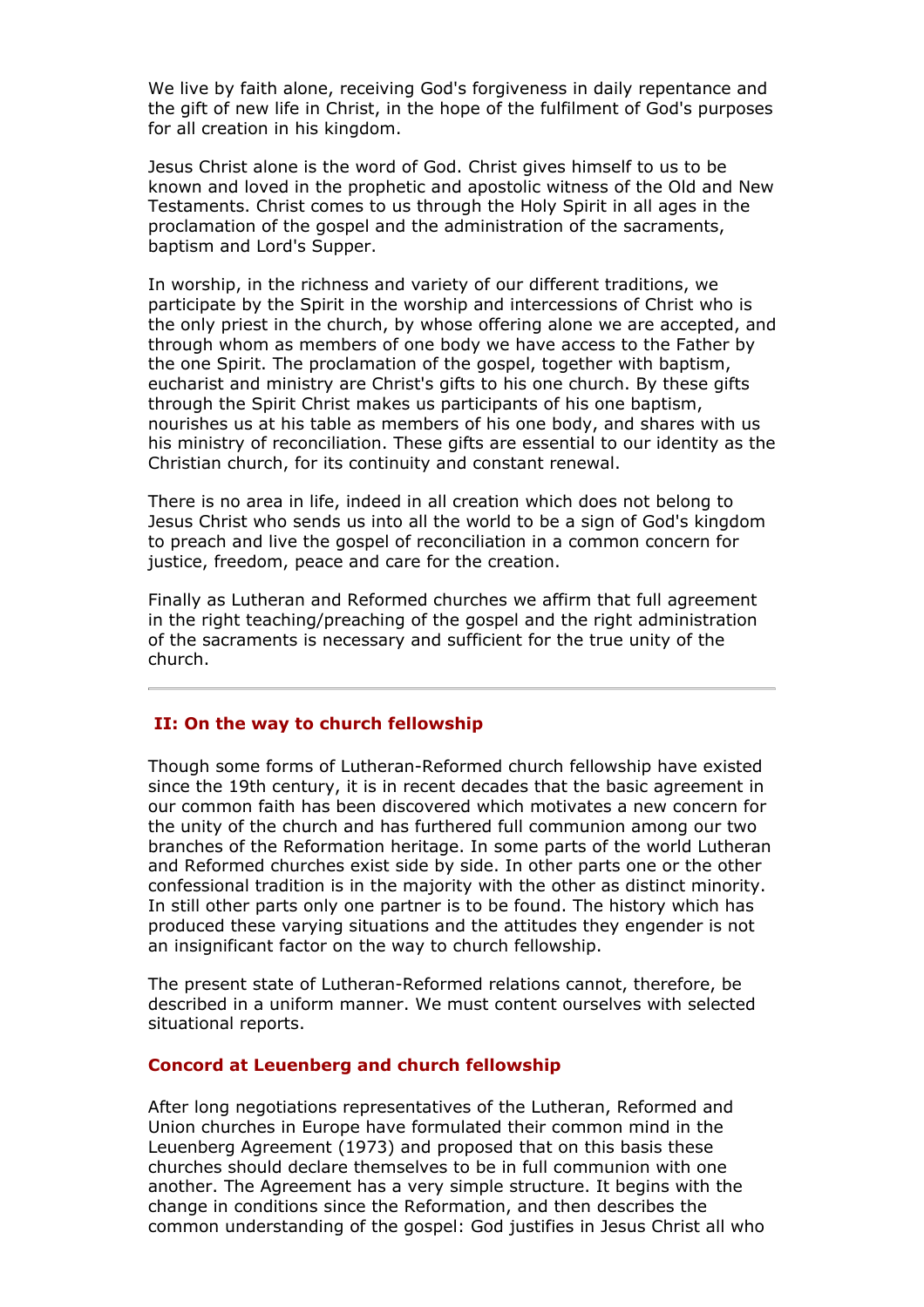We live by faith alone, receiving God's forgiveness in daily repentance and the gift of new life in Christ, in the hope of the fulfilment of God's purposes for all creation in his kingdom.

Jesus Christ alone is the word of God. Christ gives himself to us to be known and loved in the prophetic and apostolic witness of the Old and New Testaments. Christ comes to us through the Holy Spirit in all ages in the proclamation of the gospel and the administration of the sacraments, baptism and Lord's Supper.

In worship, in the richness and variety of our different traditions, we participate by the Spirit in the worship and intercessions of Christ who is the only priest in the church, by whose offering alone we are accepted, and through whom as members of one body we have access to the Father by the one Spirit. The proclamation of the gospel, together with baptism, eucharist and ministry are Christ's gifts to his one church. By these gifts through the Spirit Christ makes us participants of his one baptism, nourishes us at his table as members of his one body, and shares with us his ministry of reconciliation. These gifts are essential to our identity as the Christian church, for its continuity and constant renewal.

There is no area in life, indeed in all creation which does not belong to Jesus Christ who sends us into all the world to be a sign of God's kingdom to preach and live the gospel of reconciliation in a common concern for justice, freedom, peace and care for the creation.

Finally as Lutheran and Reformed churches we affirm that full agreement in the right teaching/preaching of the gospel and the right administration of the sacraments is necessary and sufficient for the true unity of the church.

---

## II: On the way to church fellowship

Though some forms of Lutheran-Reformed church fellowship have existed since the 19th century, it is in recent decades that the basic agreement in our common faith has been discovered which motivates a new concern for the unity of the church and has furthered full communion among our two branches of the Reformation heritage. In some parts of the world Lutheran and Reformed churches exist side by side. In other parts one or the other confessional tradition is in the majority with the other as distinct minority. In still other parts only one partner is to be found. The history which has produced these varying situations and the attitudes they engender is not an insignificant factor on the way to church fellowship.

The present state of Lutheran-Reformed relations cannot, therefore, be described in a uniform manner. We must content ourselves with selected situational reports.

### Concord at Leuenberg and church fellowship

After long negotiations representatives of the Lutheran, Reformed and Union churches in Europe have formulated their common mind in the Leuenberg Agreement (1973) and proposed that on this basis these churches should declare themselves to be in full communion with one another. The Agreement has a very simple structure. It begins with the change in conditions since the Reformation, and then describes the common understanding of the gospel: God justifies in Jesus Christ all who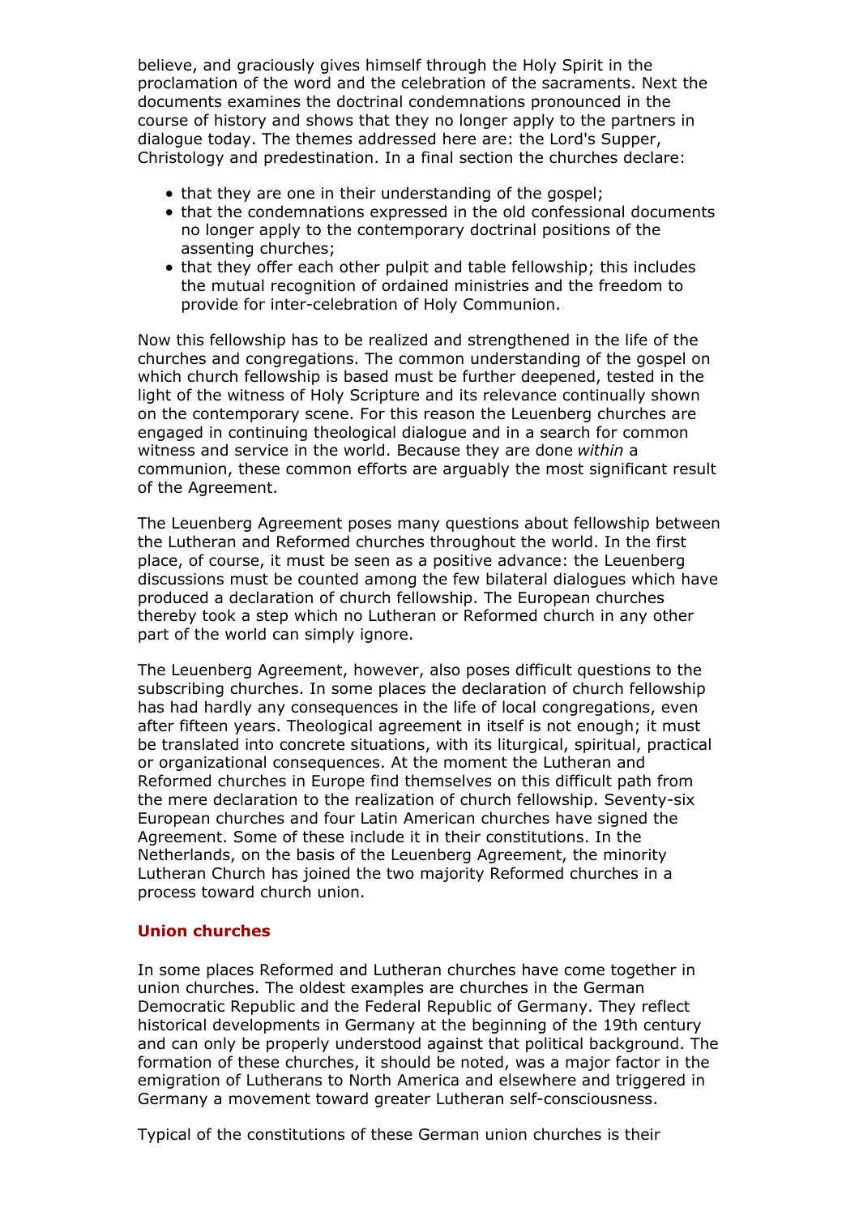believe, and graciously gives himself through the Holy Spirit in the proclamation of the word and the celebration of the sacraments. Next the documents examines the doctrinal condemnations pronounced in the course of history and shows that they no longer apply to the partners in dialogue today. The themes addressed here are: the Lord's Supper, Christology and predestination. In a final section the churches declare:

- that they are one in their understanding of the gospel;
- that the condemnations expressed in the old confessional documents no longer apply to the contemporary doctrinal positions of the assenting churches;
- that they offer each other pulpit and table fellowship; this includes the mutual recognition of ordained ministries and the freedom to provide for inter-celebration of Holy Communion.

Now this fellowship has to be realized and strengthened in the life of the churches and congregations. The common understanding of the gospel on which church fellowship is based must be further deepened, tested in the light of the witness of Holy Scripture and its relevance continually shown on the contemporary scene. For this reason the Leuenberg churches are engaged in continuing theological dialogue and in a search for common witness and service in the world. Because they are done *within* a communion, these common efforts are arguably the most significant result of the Agreement.

The Leuenberg Agreement poses many questions about fellowship between the Lutheran and Reformed churches throughout the world. In the first place, of course, it must be seen as a positive advance: the Leuenberg discussions must be counted among the few bilateral dialogues which have produced a declaration of church fellowship. The European churches thereby took a step which no Lutheran or Reformed church in any other part of the world can simply ignore.

The Leuenberg Agreement, however, also poses difficult questions to the subscribing churches. In some places the declaration of church fellowship has had hardly any consequences in the life of local congregations, even after fifteen years. Theological agreement in itself is not enough; it must be translated into concrete situations, with its liturgical, spiritual, practical or organizational consequences. At the moment the Lutheran and Reformed churches in Europe find themselves on this difficult path from the mere declaration to the realization of church fellowship. Seventy-six European churches and four Latin American churches have signed the Agreement. Some of these include it in their constitutions. In the Netherlands, on the basis of the Leuenberg Agreement, the minority Lutheran Church has joined the two majority Reformed churches in a process toward church union.

### Union churches

In some places Reformed and Lutheran churches have come together in union churches. The oldest examples are churches in the German Democratic Republic and the Federal Republic of Germany. They reflect historical developments in Germany at the beginning of the 19th century and can only be properly understood against that political background. The formation of these churches, it should be noted, was a major factor in the emigration of Lutherans to North America and elsewhere and triggered in Germany a movement toward greater Lutheran self-consciousness.

Typical of the constitutions of these German union churches is their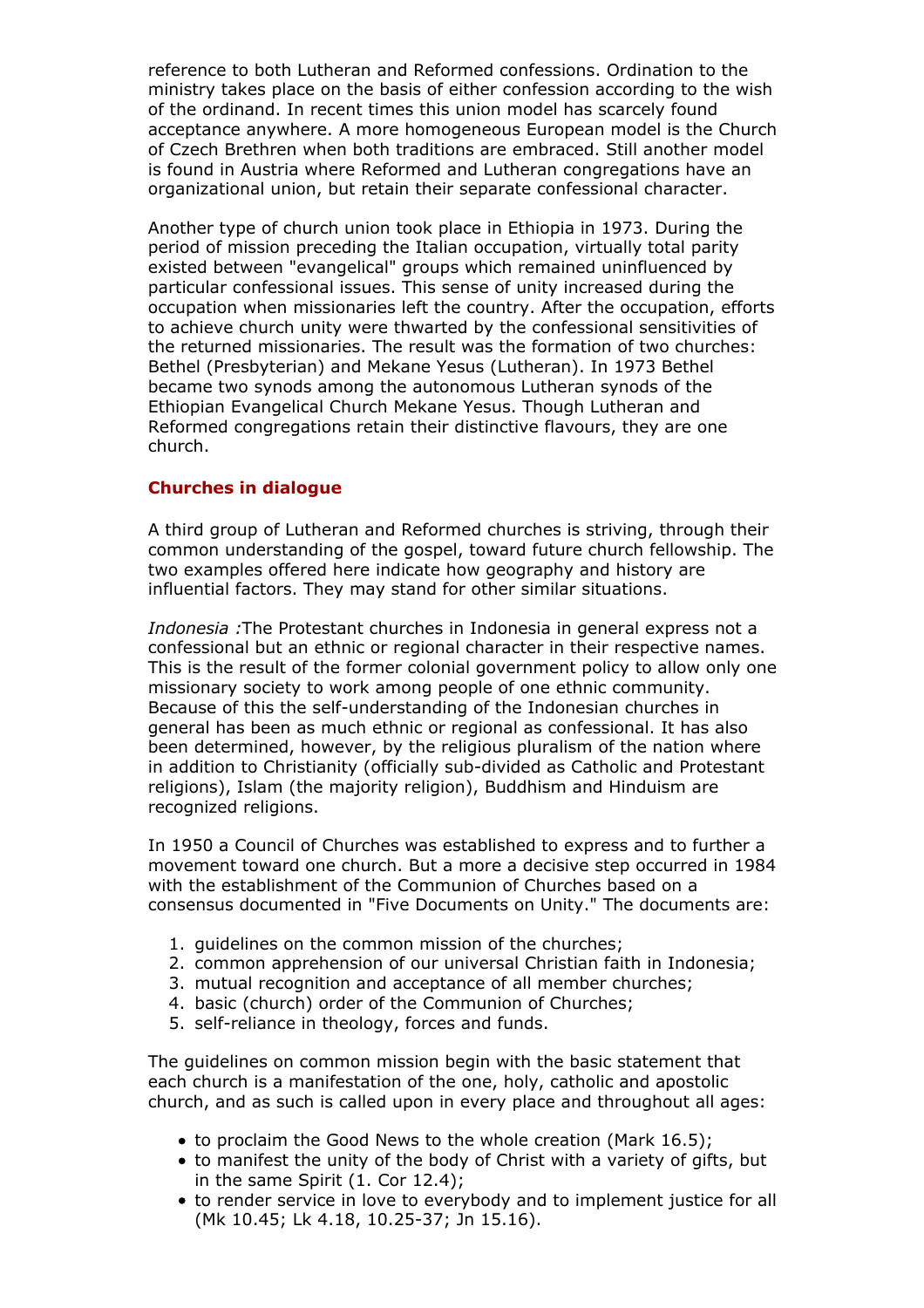reference to both Lutheran and Reformed confessions. Ordination to the ministry takes place on the basis of either confession according to the wish of the ordinand. In recent times this union model has scarcely found acceptance anywhere. A more homogeneous European model is the Church of Czech Brethren when both traditions are embraced. Still another model is found in Austria where Reformed and Lutheran congregations have an organizational union, but retain their separate confessional character.

Another type of church union took place in Ethiopia in 1973. During the period of mission preceding the Italian occupation, virtually total parity existed between "evangelical" groups which remained uninfluenced by particular confessional issues. This sense of unity increased during the occupation when missionaries left the country. After the occupation, efforts to achieve church unity were thwarted by the confessional sensitivities of the returned missionaries. The result was the formation of two churches: Bethel (Presbyterian) and Mekane Yesus (Lutheran). In 1973 Bethel became two synods among the autonomous Lutheran synods of the Ethiopian Evangelical Church Mekane Yesus. Though Lutheran and Reformed congregations retain their distinctive flavours, they are one church.

### Churches in dialogue

A third group of Lutheran and Reformed churches is striving, through their common understanding of the gospel, toward future church fellowship. The two examples offered here indicate how geography and history are influential factors. They may stand for other similar situations.

*Indonesia :*The Protestant churches in Indonesia in general express not a confessional but an ethnic or regional character in their respective names. This is the result of the former colonial government policy to allow only one missionary society to work among people of one ethnic community. Because of this the self-understanding of the Indonesian churches in general has been as much ethnic or regional as confessional. It has also been determined, however, by the religious pluralism of the nation where in addition to Christianity (officially sub-divided as Catholic and Protestant religions), Islam (the majority religion), Buddhism and Hinduism are recognized religions.

In 1950 a Council of Churches was established to express and to further a movement toward one church. But a more a decisive step occurred in 1984 with the establishment of the Communion of Churches based on a consensus documented in "Five Documents on Unity." The documents are:

1. guidelines on the common mission of the churches;
2. common apprehension of our universal Christian faith in Indonesia;
3. mutual recognition and acceptance of all member churches;
4. basic (church) order of the Communion of Churches;
5. self-reliance in theology, forces and funds.

The guidelines on common mission begin with the basic statement that each church is a manifestation of the one, holy, catholic and apostolic church, and as such is called upon in every place and throughout all ages:

- to proclaim the Good News to the whole creation (Mark 16.5);
- to manifest the unity of the body of Christ with a variety of gifts, but in the same Spirit (1. Cor 12.4);
- to render service in love to everybody and to implement justice for all (Mk 10.45; Lk 4.18, 10.25-37; Jn 15.16).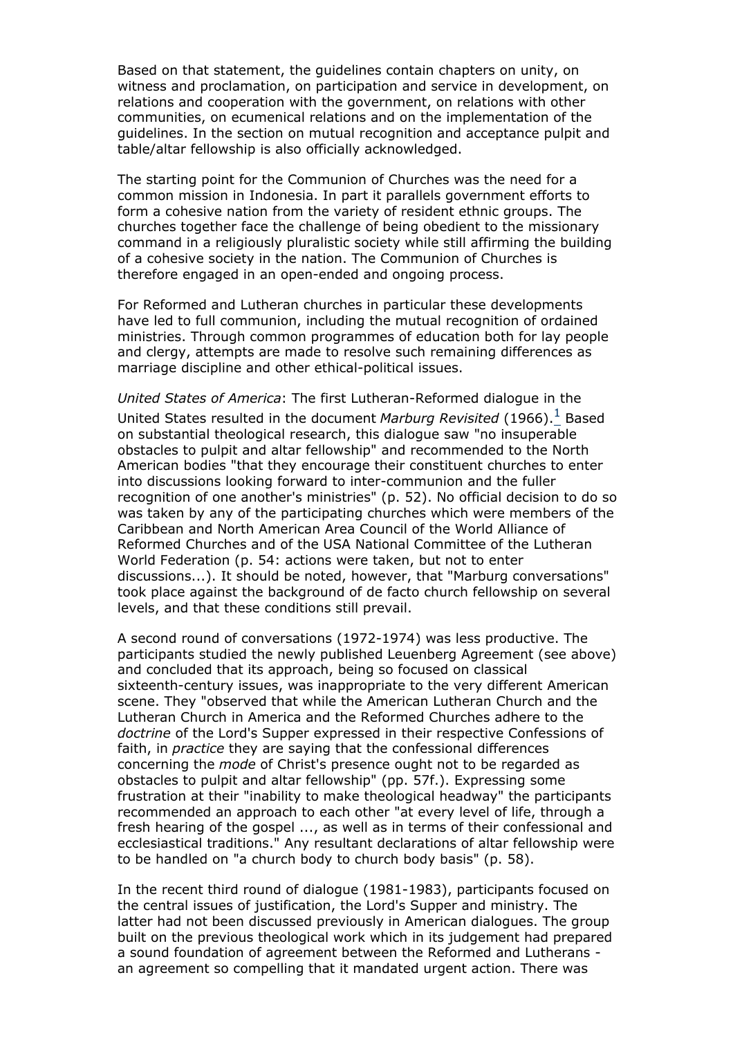Based on that statement, the guidelines contain chapters on unity, on witness and proclamation, on participation and service in development, on relations and cooperation with the government, on relations with other communities, on ecumenical relations and on the implementation of the guidelines. In the section on mutual recognition and acceptance pulpit and table/altar fellowship is also officially acknowledged.

The starting point for the Communion of Churches was the need for a common mission in Indonesia. In part it parallels government efforts to form a cohesive nation from the variety of resident ethnic groups. The churches together face the challenge of being obedient to the missionary command in a religiously pluralistic society while still affirming the building of a cohesive society in the nation. The Communion of Churches is therefore engaged in an open-ended and ongoing process.

For Reformed and Lutheran churches in particular these developments have led to full communion, including the mutual recognition of ordained ministries. Through common programmes of education both for lay people and clergy, attempts are made to resolve such remaining differences as marriage discipline and other ethical-political issues.

*United States of America*: The first Lutheran-Reformed dialogue in the United States resulted in the document *Marburg Revisited* (1966).[1] Based on substantial theological research, this dialogue saw "no insuperable obstacles to pulpit and altar fellowship" and recommended to the North American bodies "that they encourage their constituent churches to enter into discussions looking forward to inter-communion and the fuller recognition of one another's ministries" (p. 52). No official decision to do so was taken by any of the participating churches which were members of the Caribbean and North American Area Council of the World Alliance of Reformed Churches and of the USA National Committee of the Lutheran World Federation (p. 54: actions were taken, but not to enter discussions...). It should be noted, however, that "Marburg conversations" took place against the background of de facto church fellowship on several levels, and that these conditions still prevail.

A second round of conversations (1972-1974) was less productive. The participants studied the newly published Leuenberg Agreement (see above) and concluded that its approach, being so focused on classical sixteenth-century issues, was inappropriate to the very different American scene. They "observed that while the American Lutheran Church and the Lutheran Church in America and the Reformed Churches adhere to the *doctrine* of the Lord's Supper expressed in their respective Confessions of faith, in *practice* they are saying that the confessional differences concerning the *mode* of Christ's presence ought not to be regarded as obstacles to pulpit and altar fellowship" (pp. 57f.). Expressing some frustration at their "inability to make theological headway" the participants recommended an approach to each other "at every level of life, through a fresh hearing of the gospel ..., as well as in terms of their confessional and ecclesiastical traditions." Any resultant declarations of altar fellowship were to be handled on "a church body to church body basis" (p. 58).

In the recent third round of dialogue (1981-1983), participants focused on the central issues of justification, the Lord's Supper and ministry. The latter had not been discussed previously in American dialogues. The group built on the previous theological work which in its judgement had prepared a sound foundation of agreement between the Reformed and Lutherans - an agreement so compelling that it mandated urgent action. There was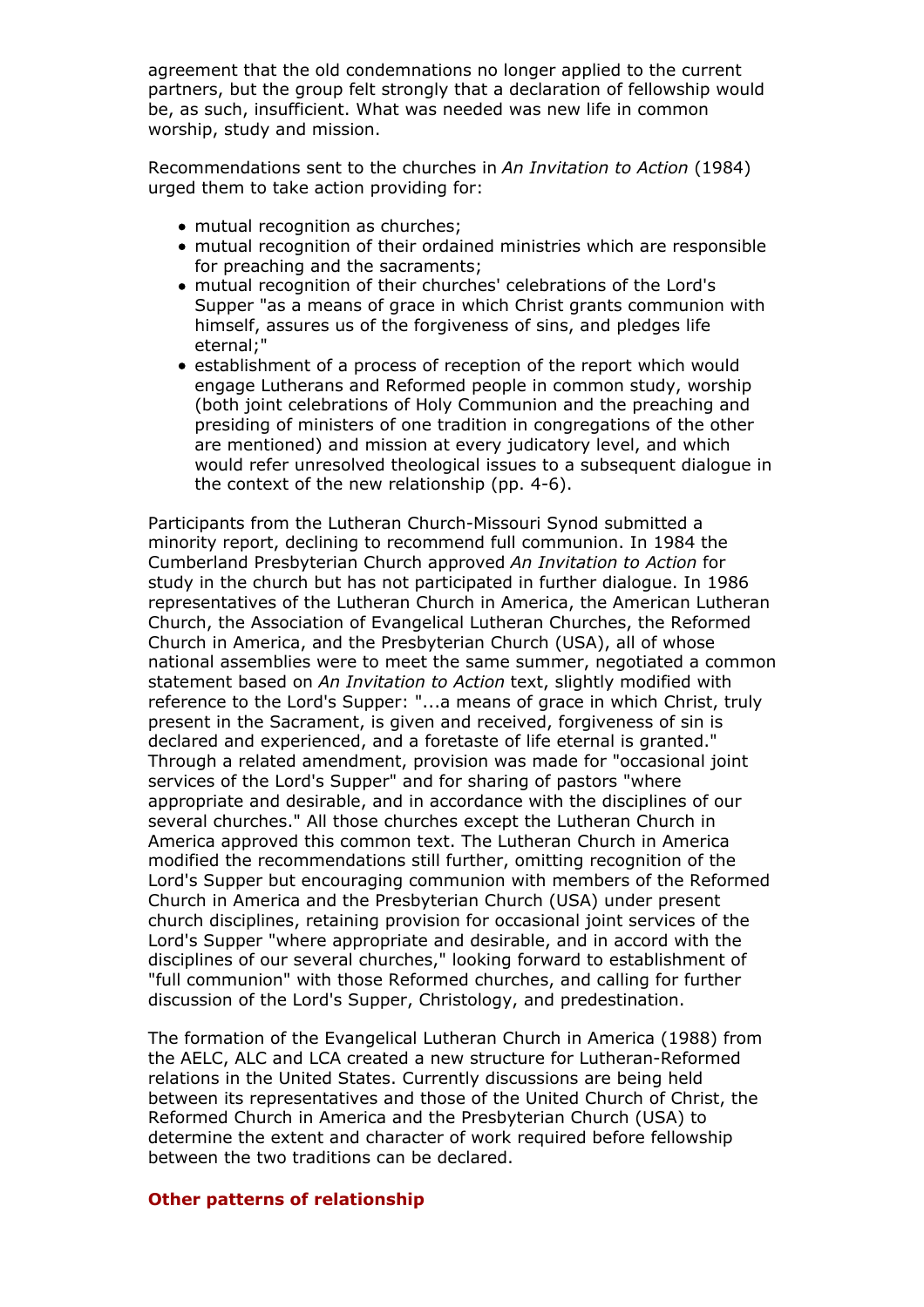agreement that the old condemnations no longer applied to the current partners, but the group felt strongly that a declaration of fellowship would be, as such, insufficient. What was needed was new life in common worship, study and mission.

Recommendations sent to the churches in *An Invitation to Action* (1984) urged them to take action providing for:

- mutual recognition as churches;
- mutual recognition of their ordained ministries which are responsible for preaching and the sacraments;
- mutual recognition of their churches' celebrations of the Lord's Supper "as a means of grace in which Christ grants communion with himself, assures us of the forgiveness of sins, and pledges life eternal;"
- establishment of a process of reception of the report which would engage Lutherans and Reformed people in common study, worship (both joint celebrations of Holy Communion and the preaching and presiding of ministers of one tradition in congregations of the other are mentioned) and mission at every judicatory level, and which would refer unresolved theological issues to a subsequent dialogue in the context of the new relationship (pp. 4-6).

Participants from the Lutheran Church-Missouri Synod submitted a minority report, declining to recommend full communion. In 1984 the Cumberland Presbyterian Church approved *An Invitation to Action* for study in the church but has not participated in further dialogue. In 1986 representatives of the Lutheran Church in America, the American Lutheran Church, the Association of Evangelical Lutheran Churches, the Reformed Church in America, and the Presbyterian Church (USA), all of whose national assemblies were to meet the same summer, negotiated a common statement based on *An Invitation to Action* text, slightly modified with reference to the Lord's Supper: "...a means of grace in which Christ, truly present in the Sacrament, is given and received, forgiveness of sin is declared and experienced, and a foretaste of life eternal is granted." Through a related amendment, provision was made for "occasional joint services of the Lord's Supper" and for sharing of pastors "where appropriate and desirable, and in accordance with the disciplines of our several churches." All those churches except the Lutheran Church in America approved this common text. The Lutheran Church in America modified the recommendations still further, omitting recognition of the Lord's Supper but encouraging communion with members of the Reformed Church in America and the Presbyterian Church (USA) under present church disciplines, retaining provision for occasional joint services of the Lord's Supper "where appropriate and desirable, and in accord with the disciplines of our several churches," looking forward to establishment of "full communion" with those Reformed churches, and calling for further discussion of the Lord's Supper, Christology, and predestination.

The formation of the Evangelical Lutheran Church in America (1988) from the AELC, ALC and LCA created a new structure for Lutheran-Reformed relations in the United States. Currently discussions are being held between its representatives and those of the United Church of Christ, the Reformed Church in America and the Presbyterian Church (USA) to determine the extent and character of work required before fellowship between the two traditions can be declared.

### Other patterns of relationship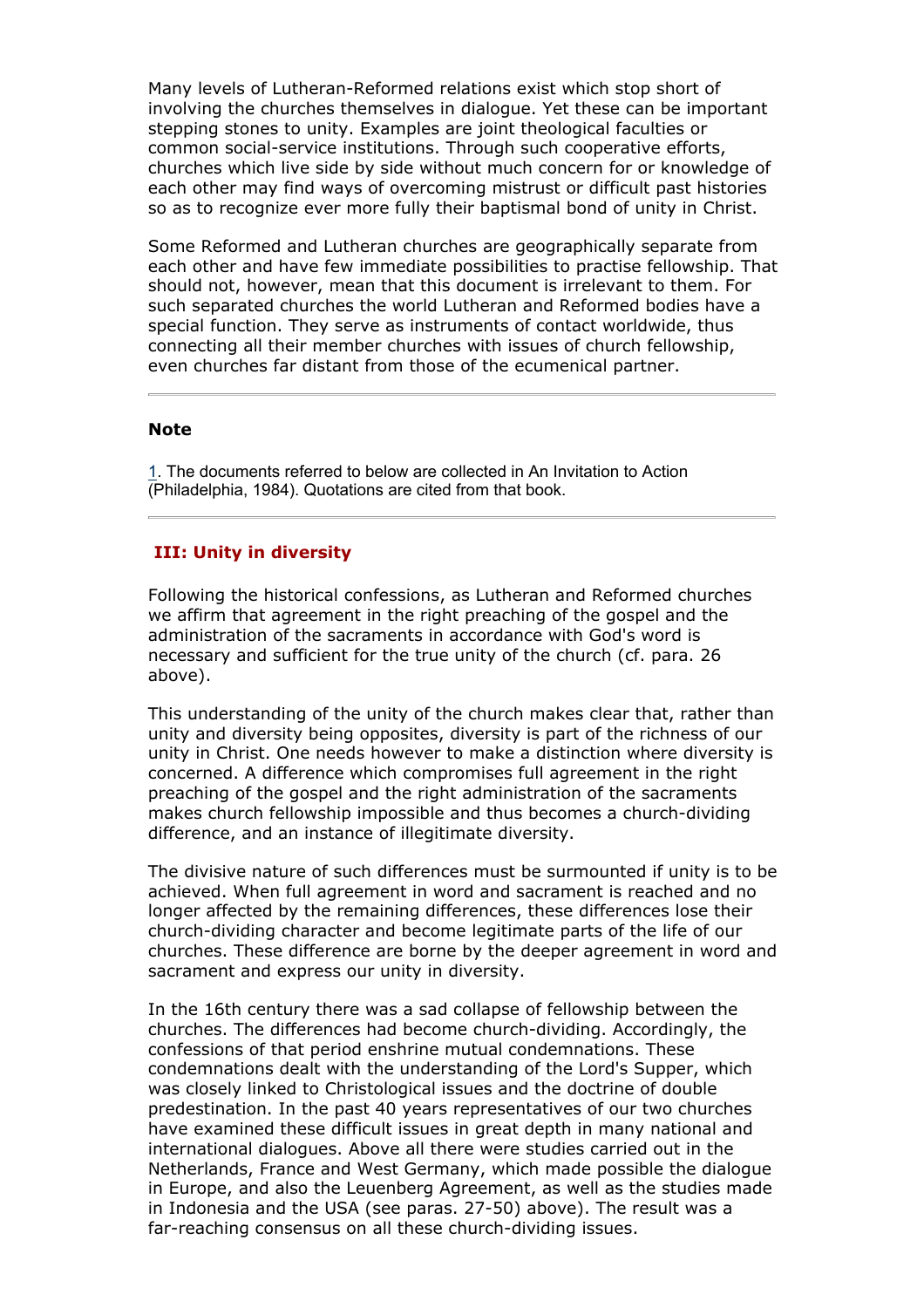Many levels of Lutheran-Reformed relations exist which stop short of involving the churches themselves in dialogue. Yet these can be important stepping stones to unity. Examples are joint theological faculties or common social-service institutions. Through such cooperative efforts, churches which live side by side without much concern for or knowledge of each other may find ways of overcoming mistrust or difficult past histories so as to recognize ever more fully their baptismal bond of unity in Christ.

Some Reformed and Lutheran churches are geographically separate from each other and have few immediate possibilities to practise fellowship. That should not, however, mean that this document is irrelevant to them. For such separated churches the world Lutheran and Reformed bodies have a special function. They serve as instruments of contact worldwide, thus connecting all their member churches with issues of church fellowship, even churches far distant from those of the ecumenical partner.

---

**Note**

1. The documents referred to below are collected in An Invitation to Action (Philadelphia, 1984). Quotations are cited from that book.

---

## III: Unity in diversity

Following the historical confessions, as Lutheran and Reformed churches we affirm that agreement in the right preaching of the gospel and the administration of the sacraments in accordance with God's word is necessary and sufficient for the true unity of the church (cf. para. 26 above).

This understanding of the unity of the church makes clear that, rather than unity and diversity being opposites, diversity is part of the richness of our unity in Christ. One needs however to make a distinction where diversity is concerned. A difference which compromises full agreement in the right preaching of the gospel and the right administration of the sacraments makes church fellowship impossible and thus becomes a church-dividing difference, and an instance of illegitimate diversity.

The divisive nature of such differences must be surmounted if unity is to be achieved. When full agreement in word and sacrament is reached and no longer affected by the remaining differences, these differences lose their church-dividing character and become legitimate parts of the life of our churches. These difference are borne by the deeper agreement in word and sacrament and express our unity in diversity.

In the 16th century there was a sad collapse of fellowship between the churches. The differences had become church-dividing. Accordingly, the confessions of that period enshrine mutual condemnations. These condemnations dealt with the understanding of the Lord's Supper, which was closely linked to Christological issues and the doctrine of double predestination. In the past 40 years representatives of our two churches have examined these difficult issues in great depth in many national and international dialogues. Above all there were studies carried out in the Netherlands, France and West Germany, which made possible the dialogue in Europe, and also the Leuenberg Agreement, as well as the studies made in Indonesia and the USA (see paras. 27-50) above). The result was a far-reaching consensus on all these church-dividing issues.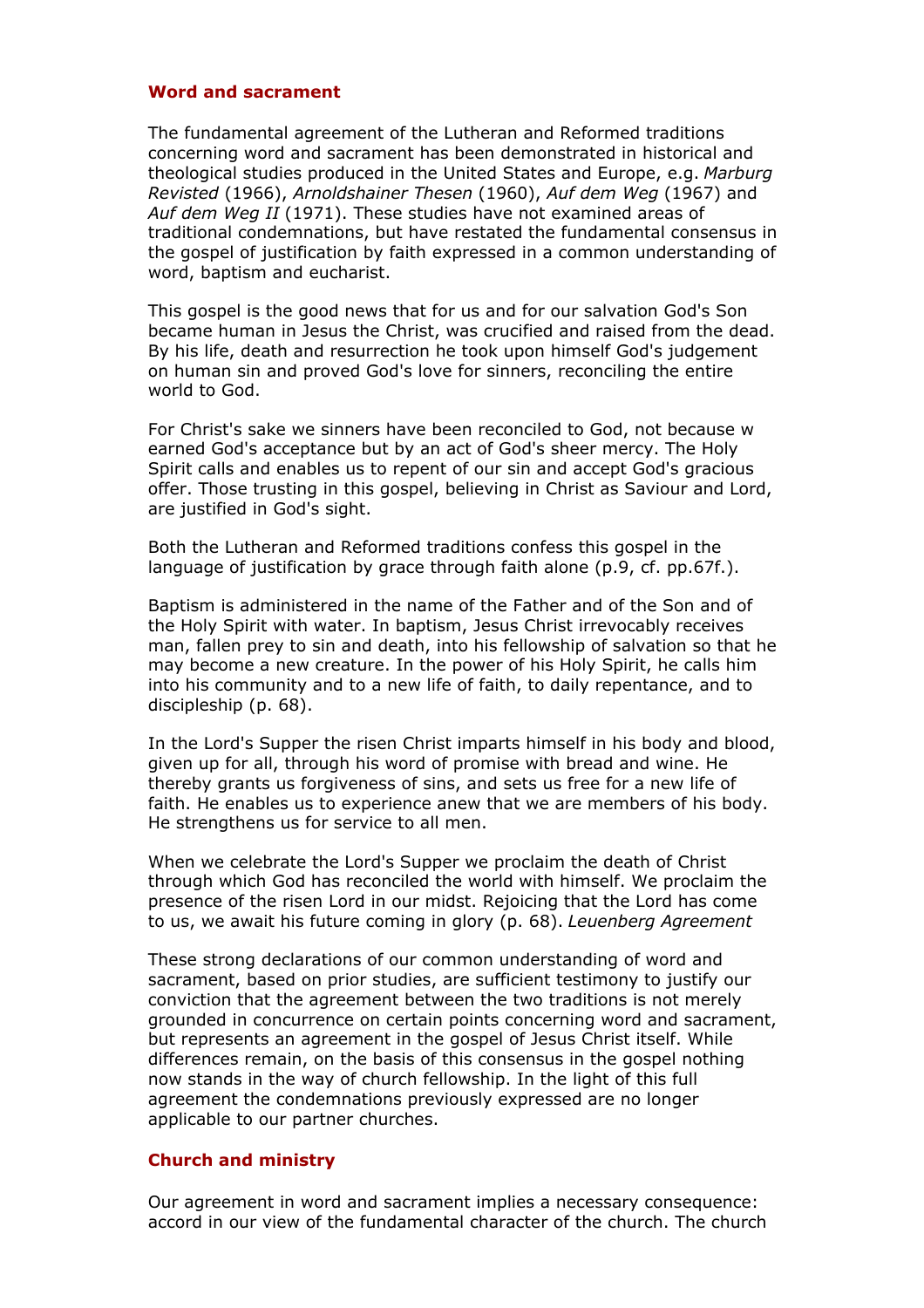## Word and sacrament

The fundamental agreement of the Lutheran and Reformed traditions concerning word and sacrament has been demonstrated in historical and theological studies produced in the United States and Europe, e.g. *Marburg Revisted* (1966), *Arnoldshainer Thesen* (1960), *Auf dem Weg* (1967) and *Auf dem Weg II* (1971). These studies have not examined areas of traditional condemnations, but have restated the fundamental consensus in the gospel of justification by faith expressed in a common understanding of word, baptism and eucharist.

This gospel is the good news that for us and for our salvation God's Son became human in Jesus the Christ, was crucified and raised from the dead. By his life, death and resurrection he took upon himself God's judgement on human sin and proved God's love for sinners, reconciling the entire world to God.

For Christ's sake we sinners have been reconciled to God, not because w earned God's acceptance but by an act of God's sheer mercy. The Holy Spirit calls and enables us to repent of our sin and accept God's gracious offer. Those trusting in this gospel, believing in Christ as Saviour and Lord, are justified in God's sight.

Both the Lutheran and Reformed traditions confess this gospel in the language of justification by grace through faith alone (p.9, cf. pp.67f.).

Baptism is administered in the name of the Father and of the Son and of the Holy Spirit with water. In baptism, Jesus Christ irrevocably receives man, fallen prey to sin and death, into his fellowship of salvation so that he may become a new creature. In the power of his Holy Spirit, he calls him into his community and to a new life of faith, to daily repentance, and to discipleship (p. 68).

In the Lord's Supper the risen Christ imparts himself in his body and blood, given up for all, through his word of promise with bread and wine. He thereby grants us forgiveness of sins, and sets us free for a new life of faith. He enables us to experience anew that we are members of his body. He strengthens us for service to all men.

When we celebrate the Lord's Supper we proclaim the death of Christ through which God has reconciled the world with himself. We proclaim the presence of the risen Lord in our midst. Rejoicing that the Lord has come to us, we await his future coming in glory (p. 68). *Leuenberg Agreement*

These strong declarations of our common understanding of word and sacrament, based on prior studies, are sufficient testimony to justify our conviction that the agreement between the two traditions is not merely grounded in concurrence on certain points concerning word and sacrament, but represents an agreement in the gospel of Jesus Christ itself. While differences remain, on the basis of this consensus in the gospel nothing now stands in the way of church fellowship. In the light of this full agreement the condemnations previously expressed are no longer applicable to our partner churches.

## Church and ministry

Our agreement in word and sacrament implies a necessary consequence: accord in our view of the fundamental character of the church. The church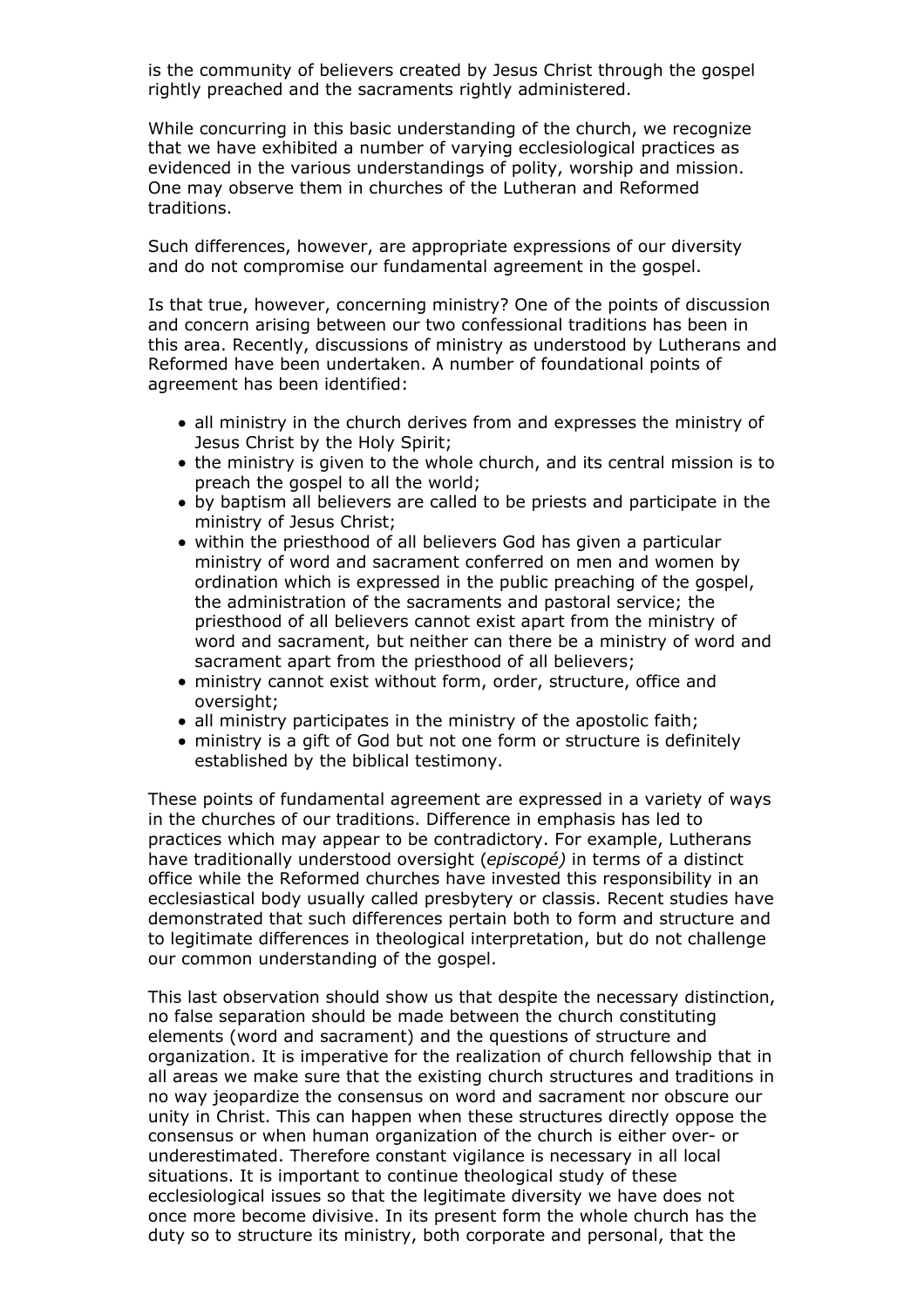is the community of believers created by Jesus Christ through the gospel rightly preached and the sacraments rightly administered.

While concurring in this basic understanding of the church, we recognize that we have exhibited a number of varying ecclesiological practices as evidenced in the various understandings of polity, worship and mission. One may observe them in churches of the Lutheran and Reformed traditions.

Such differences, however, are appropriate expressions of our diversity and do not compromise our fundamental agreement in the gospel.

Is that true, however, concerning ministry? One of the points of discussion and concern arising between our two confessional traditions has been in this area. Recently, discussions of ministry as understood by Lutherans and Reformed have been undertaken. A number of foundational points of agreement has been identified:

- all ministry in the church derives from and expresses the ministry of Jesus Christ by the Holy Spirit;
- the ministry is given to the whole church, and its central mission is to preach the gospel to all the world;
- by baptism all believers are called to be priests and participate in the ministry of Jesus Christ;
- within the priesthood of all believers God has given a particular ministry of word and sacrament conferred on men and women by ordination which is expressed in the public preaching of the gospel, the administration of the sacraments and pastoral service; the priesthood of all believers cannot exist apart from the ministry of word and sacrament, but neither can there be a ministry of word and sacrament apart from the priesthood of all believers;
- ministry cannot exist without form, order, structure, office and oversight;
- all ministry participates in the ministry of the apostolic faith;
- ministry is a gift of God but not one form or structure is definitely established by the biblical testimony.

These points of fundamental agreement are expressed in a variety of ways in the churches of our traditions. Difference in emphasis has led to practices which may appear to be contradictory. For example, Lutherans have traditionally understood oversight (*episcopé)* in terms of a distinct office while the Reformed churches have invested this responsibility in an ecclesiastical body usually called presbytery or classis. Recent studies have demonstrated that such differences pertain both to form and structure and to legitimate differences in theological interpretation, but do not challenge our common understanding of the gospel.

This last observation should show us that despite the necessary distinction, no false separation should be made between the church constituting elements (word and sacrament) and the questions of structure and organization. It is imperative for the realization of church fellowship that in all areas we make sure that the existing church structures and traditions in no way jeopardize the consensus on word and sacrament nor obscure our unity in Christ. This can happen when these structures directly oppose the consensus or when human organization of the church is either over- or underestimated. Therefore constant vigilance is necessary in all local situations. It is important to continue theological study of these ecclesiological issues so that the legitimate diversity we have does not once more become divisive. In its present form the whole church has the duty so to structure its ministry, both corporate and personal, that the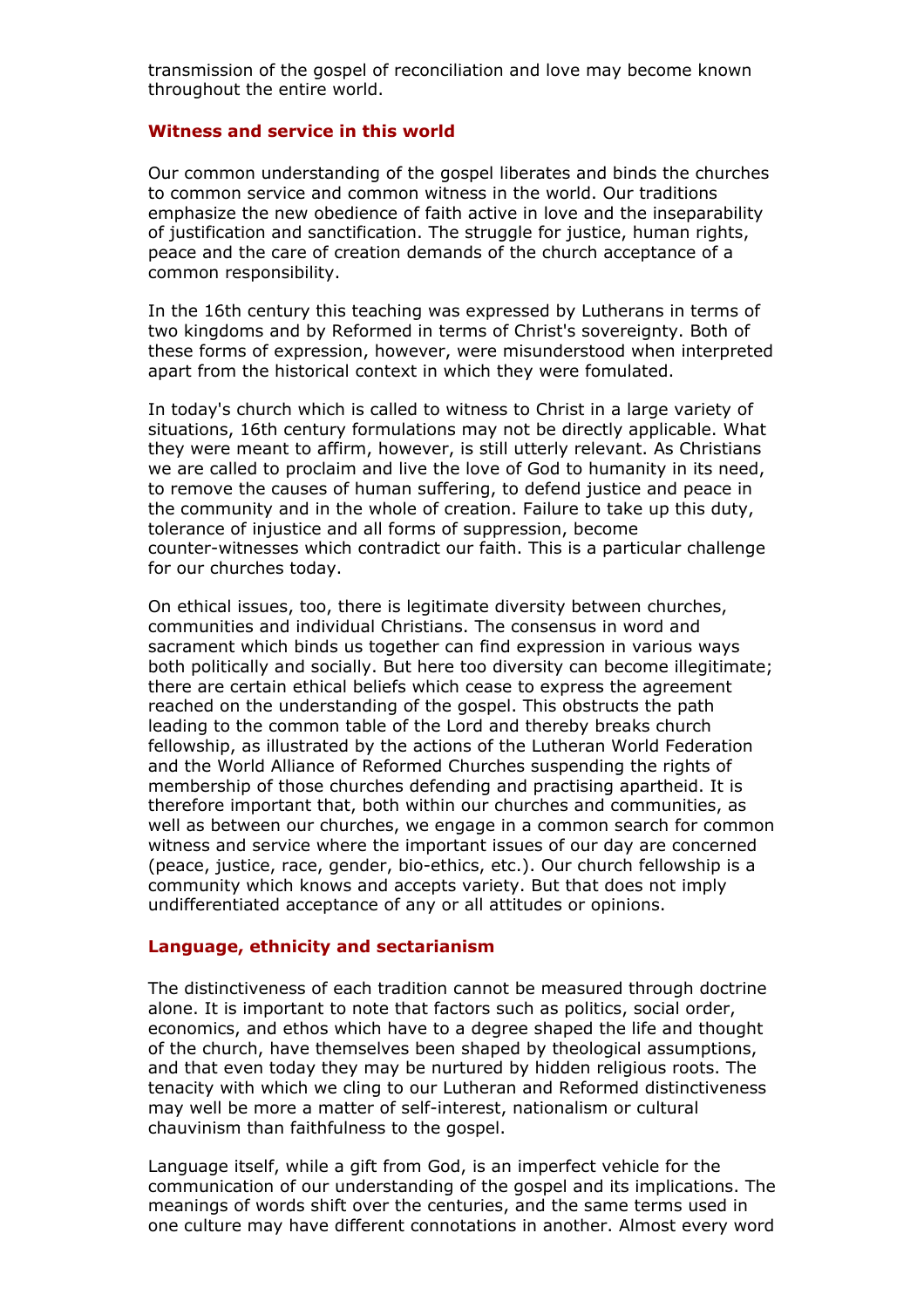transmission of the gospel of reconciliation and love may become known throughout the entire world.

### Witness and service in this world

Our common understanding of the gospel liberates and binds the churches to common service and common witness in the world. Our traditions emphasize the new obedience of faith active in love and the inseparability of justification and sanctification. The struggle for justice, human rights, peace and the care of creation demands of the church acceptance of a common responsibility.

In the 16th century this teaching was expressed by Lutherans in terms of two kingdoms and by Reformed in terms of Christ's sovereignty. Both of these forms of expression, however, were misunderstood when interpreted apart from the historical context in which they were fomulated.

In today's church which is called to witness to Christ in a large variety of situations, 16th century formulations may not be directly applicable. What they were meant to affirm, however, is still utterly relevant. As Christians we are called to proclaim and live the love of God to humanity in its need, to remove the causes of human suffering, to defend justice and peace in the community and in the whole of creation. Failure to take up this duty, tolerance of injustice and all forms of suppression, become counter-witnesses which contradict our faith. This is a particular challenge for our churches today.

On ethical issues, too, there is legitimate diversity between churches, communities and individual Christians. The consensus in word and sacrament which binds us together can find expression in various ways both politically and socially. But here too diversity can become illegitimate; there are certain ethical beliefs which cease to express the agreement reached on the understanding of the gospel. This obstructs the path leading to the common table of the Lord and thereby breaks church fellowship, as illustrated by the actions of the Lutheran World Federation and the World Alliance of Reformed Churches suspending the rights of membership of those churches defending and practising apartheid. It is therefore important that, both within our churches and communities, as well as between our churches, we engage in a common search for common witness and service where the important issues of our day are concerned (peace, justice, race, gender, bio-ethics, etc.). Our church fellowship is a community which knows and accepts variety. But that does not imply undifferentiated acceptance of any or all attitudes or opinions.

### Language, ethnicity and sectarianism

The distinctiveness of each tradition cannot be measured through doctrine alone. It is important to note that factors such as politics, social order, economics, and ethos which have to a degree shaped the life and thought of the church, have themselves been shaped by theological assumptions, and that even today they may be nurtured by hidden religious roots. The tenacity with which we cling to our Lutheran and Reformed distinctiveness may well be more a matter of self-interest, nationalism or cultural chauvinism than faithfulness to the gospel.

Language itself, while a gift from God, is an imperfect vehicle for the communication of our understanding of the gospel and its implications. The meanings of words shift over the centuries, and the same terms used in one culture may have different connotations in another. Almost every word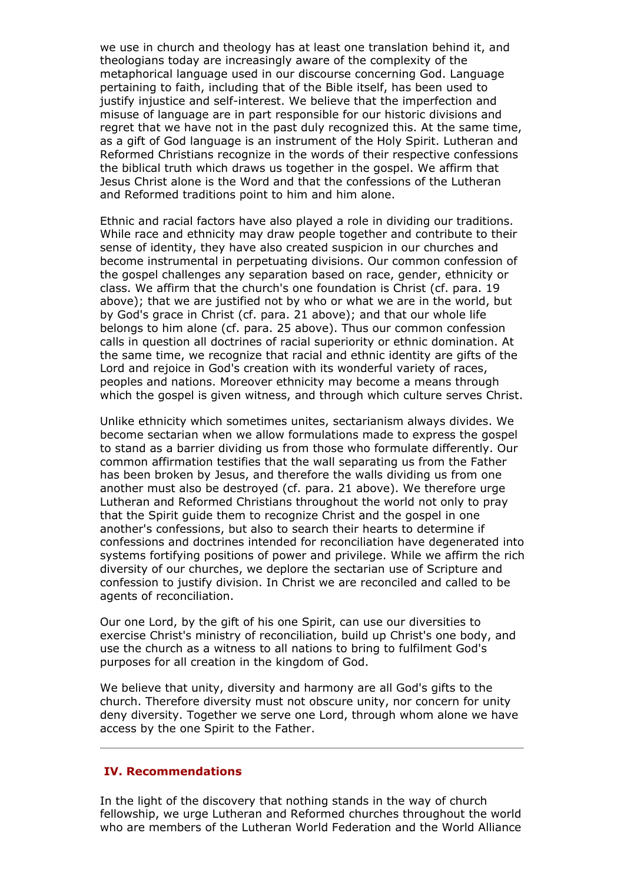we use in church and theology has at least one translation behind it, and theologians today are increasingly aware of the complexity of the metaphorical language used in our discourse concerning God. Language pertaining to faith, including that of the Bible itself, has been used to justify injustice and self-interest. We believe that the imperfection and misuse of language are in part responsible for our historic divisions and regret that we have not in the past duly recognized this. At the same time, as a gift of God language is an instrument of the Holy Spirit. Lutheran and Reformed Christians recognize in the words of their respective confessions the biblical truth which draws us together in the gospel. We affirm that Jesus Christ alone is the Word and that the confessions of the Lutheran and Reformed traditions point to him and him alone.

Ethnic and racial factors have also played a role in dividing our traditions. While race and ethnicity may draw people together and contribute to their sense of identity, they have also created suspicion in our churches and become instrumental in perpetuating divisions. Our common confession of the gospel challenges any separation based on race, gender, ethnicity or class. We affirm that the church's one foundation is Christ (cf. para. 19 above); that we are justified not by who or what we are in the world, but by God's grace in Christ (cf. para. 21 above); and that our whole life belongs to him alone (cf. para. 25 above). Thus our common confession calls in question all doctrines of racial superiority or ethnic domination. At the same time, we recognize that racial and ethnic identity are gifts of the Lord and rejoice in God's creation with its wonderful variety of races, peoples and nations. Moreover ethnicity may become a means through which the gospel is given witness, and through which culture serves Christ.

Unlike ethnicity which sometimes unites, sectarianism always divides. We become sectarian when we allow formulations made to express the gospel to stand as a barrier dividing us from those who formulate differently. Our common affirmation testifies that the wall separating us from the Father has been broken by Jesus, and therefore the walls dividing us from one another must also be destroyed (cf. para. 21 above). We therefore urge Lutheran and Reformed Christians throughout the world not only to pray that the Spirit guide them to recognize Christ and the gospel in one another's confessions, but also to search their hearts to determine if confessions and doctrines intended for reconciliation have degenerated into systems fortifying positions of power and privilege. While we affirm the rich diversity of our churches, we deplore the sectarian use of Scripture and confession to justify division. In Christ we are reconciled and called to be agents of reconciliation.

Our one Lord, by the gift of his one Spirit, can use our diversities to exercise Christ's ministry of reconciliation, build up Christ's one body, and use the church as a witness to all nations to bring to fulfilment God's purposes for all creation in the kingdom of God.

We believe that unity, diversity and harmony are all God's gifts to the church. Therefore diversity must not obscure unity, nor concern for unity deny diversity. Together we serve one Lord, through whom alone we have access by the one Spirit to the Father.

---

## IV. Recommendations

In the light of the discovery that nothing stands in the way of church fellowship, we urge Lutheran and Reformed churches throughout the world who are members of the Lutheran World Federation and the World Alliance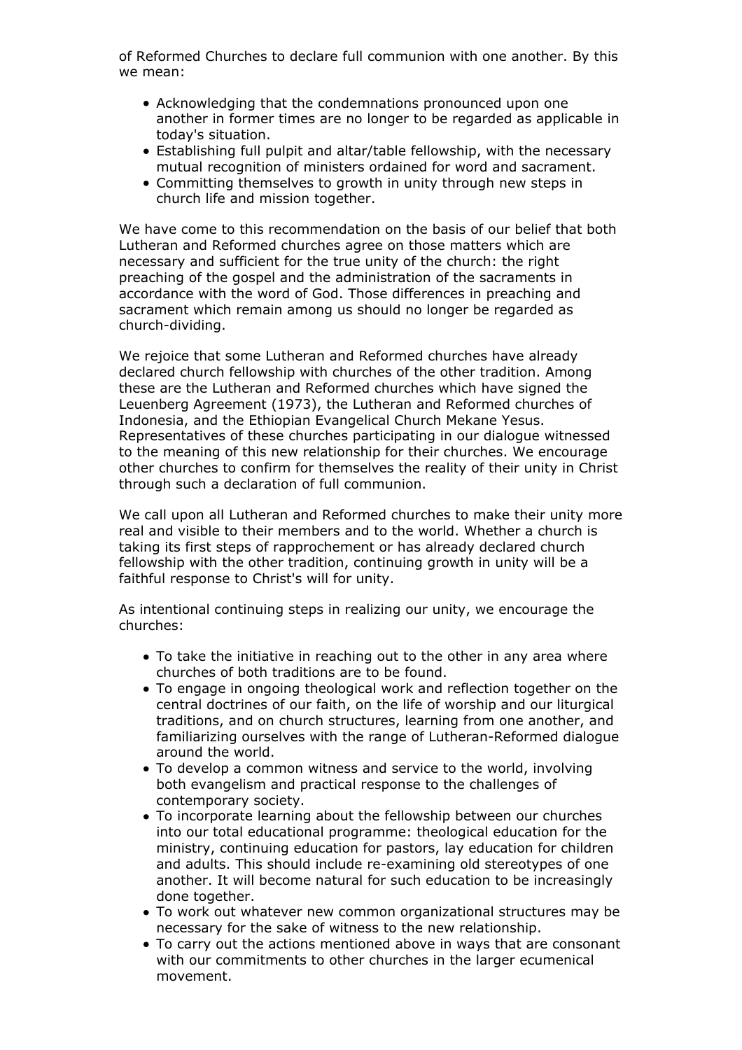of Reformed Churches to declare full communion with one another. By this we mean:

- Acknowledging that the condemnations pronounced upon one another in former times are no longer to be regarded as applicable in today's situation.
- Establishing full pulpit and altar/table fellowship, with the necessary mutual recognition of ministers ordained for word and sacrament.
- Committing themselves to growth in unity through new steps in church life and mission together.

We have come to this recommendation on the basis of our belief that both Lutheran and Reformed churches agree on those matters which are necessary and sufficient for the true unity of the church: the right preaching of the gospel and the administration of the sacraments in accordance with the word of God. Those differences in preaching and sacrament which remain among us should no longer be regarded as church-dividing.

We rejoice that some Lutheran and Reformed churches have already declared church fellowship with churches of the other tradition. Among these are the Lutheran and Reformed churches which have signed the Leuenberg Agreement (1973), the Lutheran and Reformed churches of Indonesia, and the Ethiopian Evangelical Church Mekane Yesus. Representatives of these churches participating in our dialogue witnessed to the meaning of this new relationship for their churches. We encourage other churches to confirm for themselves the reality of their unity in Christ through such a declaration of full communion.

We call upon all Lutheran and Reformed churches to make their unity more real and visible to their members and to the world. Whether a church is taking its first steps of rapprochement or has already declared church fellowship with the other tradition, continuing growth in unity will be a faithful response to Christ's will for unity.

As intentional continuing steps in realizing our unity, we encourage the churches:

- To take the initiative in reaching out to the other in any area where churches of both traditions are to be found.
- To engage in ongoing theological work and reflection together on the central doctrines of our faith, on the life of worship and our liturgical traditions, and on church structures, learning from one another, and familiarizing ourselves with the range of Lutheran-Reformed dialogue around the world.
- To develop a common witness and service to the world, involving both evangelism and practical response to the challenges of contemporary society.
- To incorporate learning about the fellowship between our churches into our total educational programme: theological education for the ministry, continuing education for pastors, lay education for children and adults. This should include re-examining old stereotypes of one another. It will become natural for such education to be increasingly done together.
- To work out whatever new common organizational structures may be necessary for the sake of witness to the new relationship.
- To carry out the actions mentioned above in ways that are consonant with our commitments to other churches in the larger ecumenical movement.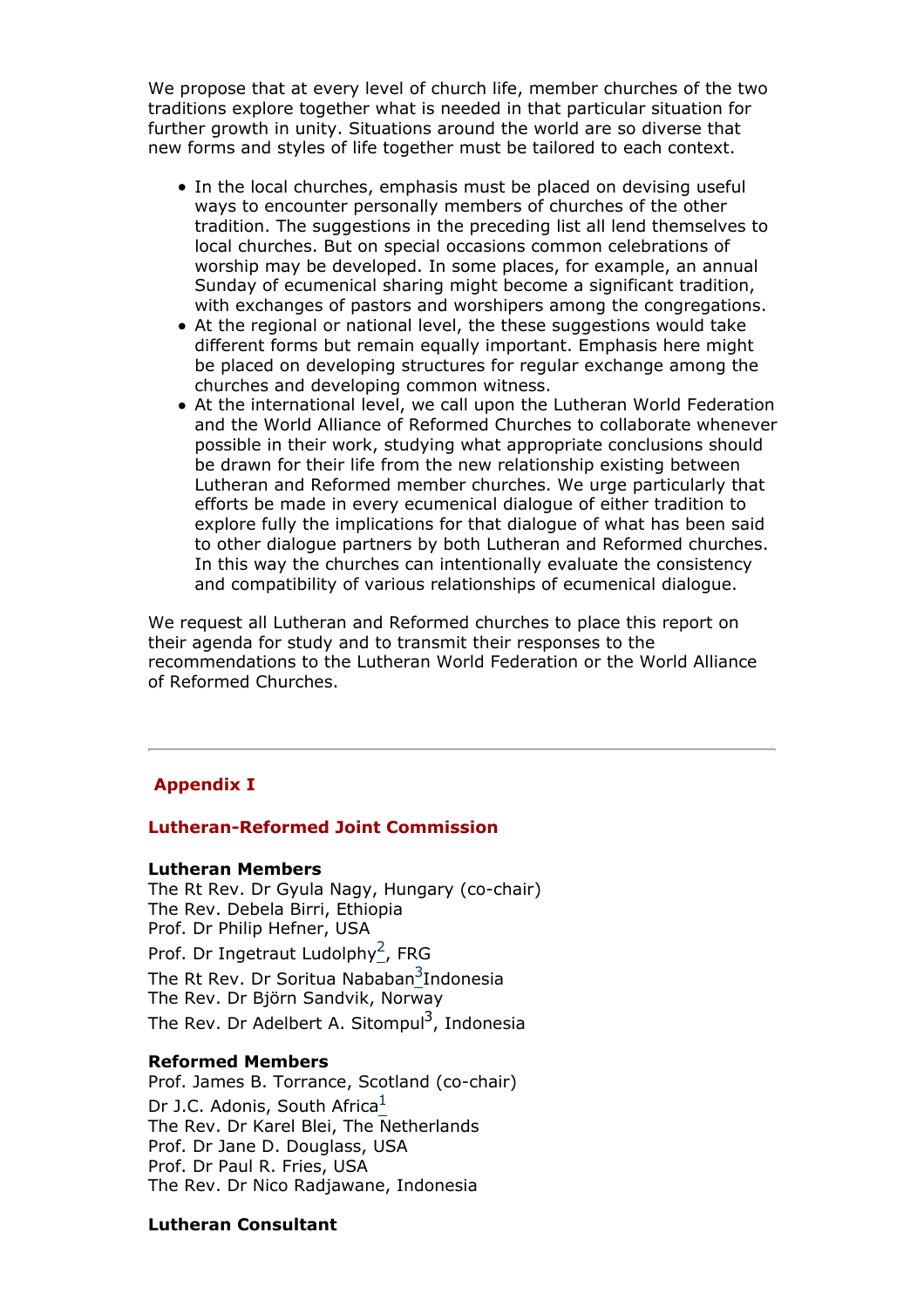We propose that at every level of church life, member churches of the two traditions explore together what is needed in that particular situation for further growth in unity. Situations around the world are so diverse that new forms and styles of life together must be tailored to each context.

- In the local churches, emphasis must be placed on devising useful ways to encounter personally members of churches of the other tradition. The suggestions in the preceding list all lend themselves to local churches. But on special occasions common celebrations of worship may be developed. In some places, for example, an annual Sunday of ecumenical sharing might become a significant tradition, with exchanges of pastors and worshipers among the congregations.
- At the regional or national level, the these suggestions would take different forms but remain equally important. Emphasis here might be placed on developing structures for regular exchange among the churches and developing common witness.
- At the international level, we call upon the Lutheran World Federation and the World Alliance of Reformed Churches to collaborate whenever possible in their work, studying what appropriate conclusions should be drawn for their life from the new relationship existing between Lutheran and Reformed member churches. We urge particularly that efforts be made in every ecumenical dialogue of either tradition to explore fully the implications for that dialogue of what has been said to other dialogue partners by both Lutheran and Reformed churches. In this way the churches can intentionally evaluate the consistency and compatibility of various relationships of ecumenical dialogue.

We request all Lutheran and Reformed churches to place this report on their agenda for study and to transmit their responses to the recommendations to the Lutheran World Federation or the World Alliance of Reformed Churches.

---

## Appendix I

### Lutheran-Reformed Joint Commission

**Lutheran Members**
The Rt Rev. Dr Gyula Nagy, Hungary (co-chair)
The Rev. Debela Birri, Ethiopia
Prof. Dr Philip Hefner, USA
Prof. Dr Ingetraut Ludolphy[2], FRG
The Rt Rev. Dr Soritua Nababan[3]Indonesia
The Rev. Dr Björn Sandvik, Norway
The Rev. Dr Adelbert A. Sitompul[3], Indonesia

**Reformed Members**
Prof. James B. Torrance, Scotland (co-chair)
Dr J.C. Adonis, South Africa[1]
The Rev. Dr Karel Blei, The Netherlands
Prof. Dr Jane D. Douglass, USA
Prof. Dr Paul R. Fries, USA
The Rev. Dr Nico Radjawane, Indonesia

**Lutheran Consultant**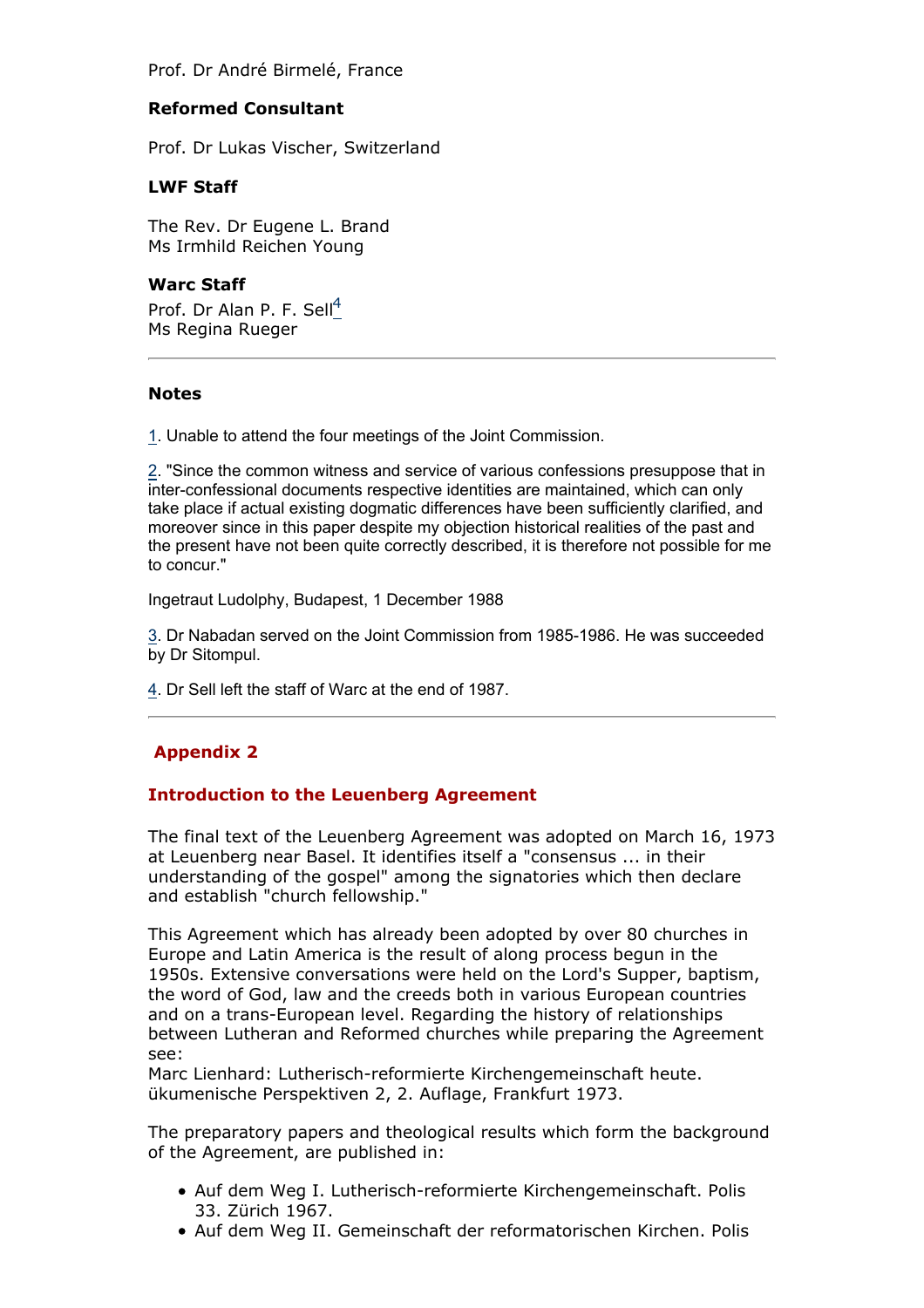Prof. Dr André Birmelé, France

**Reformed Consultant**

Prof. Dr Lukas Vischer, Switzerland

**LWF Staff**

The Rev. Dr Eugene L. Brand
Ms Irmhild Reichen Young

**Warc Staff**

Prof. Dr Alan P. F. Sell[4]
Ms Regina Rueger

---

**Notes**

1. Unable to attend the four meetings of the Joint Commission.

2. "Since the common witness and service of various confessions presuppose that in inter-confessional documents respective identities are maintained, which can only take place if actual existing dogmatic differences have been sufficiently clarified, and moreover since in this paper despite my objection historical realities of the past and the present have not been quite correctly described, it is therefore not possible for me to concur."

Ingetraut Ludolphy, Budapest, 1 December 1988

3. Dr Nabadan served on the Joint Commission from 1985-1986. He was succeeded by Dr Sitompul.

4. Dr Sell left the staff of Warc at the end of 1987.

---

## Appendix 2

### Introduction to the Leuenberg Agreement

The final text of the Leuenberg Agreement was adopted on March 16, 1973 at Leuenberg near Basel. It identifies itself a "consensus ... in their understanding of the gospel" among the signatories which then declare and establish "church fellowship."

This Agreement which has already been adopted by over 80 churches in Europe and Latin America is the result of along process begun in the 1950s. Extensive conversations were held on the Lord's Supper, baptism, the word of God, law and the creeds both in various European countries and on a trans-European level. Regarding the history of relationships between Lutheran and Reformed churches while preparing the Agreement see:
Marc Lienhard: Lutherisch-reformierte Kirchengemeinschaft heute. ükumenische Perspektiven 2, 2. Auflage, Frankfurt 1973.

The preparatory papers and theological results which form the background of the Agreement, are published in:

- Auf dem Weg I. Lutherisch-reformierte Kirchengemeinschaft. Polis 33. Zürich 1967.
- Auf dem Weg II. Gemeinschaft der reformatorischen Kirchen. Polis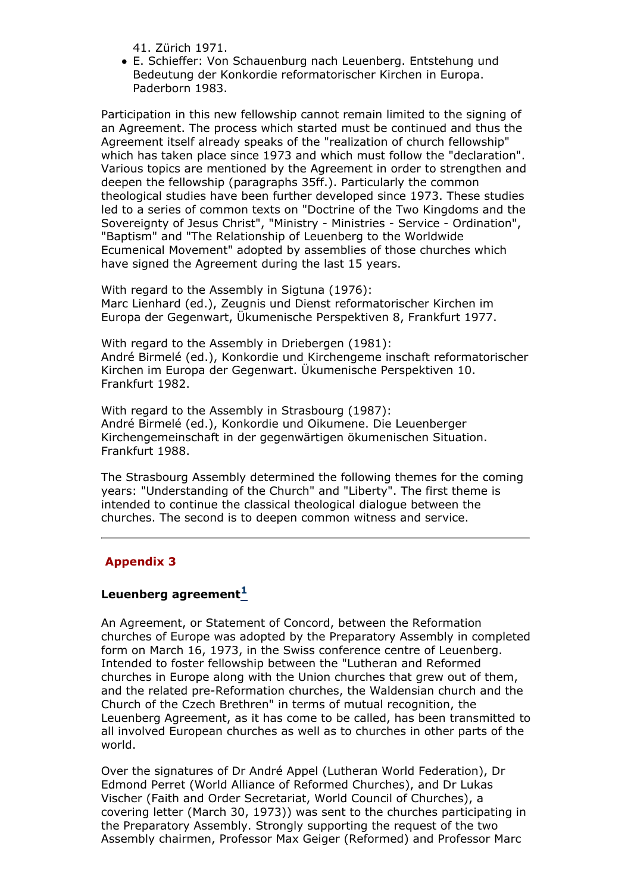41. Zürich 1971.

- E. Schieffer: Von Schauenburg nach Leuenberg. Entstehung und Bedeutung der Konkordie reformatorischer Kirchen in Europa. Paderborn 1983.

Participation in this new fellowship cannot remain limited to the signing of an Agreement. The process which started must be continued and thus the Agreement itself already speaks of the "realization of church fellowship" which has taken place since 1973 and which must follow the "declaration". Various topics are mentioned by the Agreement in order to strengthen and deepen the fellowship (paragraphs 35ff.). Particularly the common theological studies have been further developed since 1973. These studies led to a series of common texts on "Doctrine of the Two Kingdoms and the Sovereignty of Jesus Christ", "Ministry - Ministries - Service - Ordination", "Baptism" and "The Relationship of Leuenberg to the Worldwide Ecumenical Movement" adopted by assemblies of those churches which have signed the Agreement during the last 15 years.

With regard to the Assembly in Sigtuna (1976):
Marc Lienhard (ed.), Zeugnis und Dienst reformatorischer Kirchen im Europa der Gegenwart, Ükumenische Perspektiven 8, Frankfurt 1977.

With regard to the Assembly in Driebergen (1981):
André Birmelé (ed.), Konkordie und Kirchengeme inschaft reformatorischer Kirchen im Europa der Gegenwart. Ükumenische Perspektiven 10. Frankfurt 1982.

With regard to the Assembly in Strasbourg (1987):
André Birmelé (ed.), Konkordie und Oikumene. Die Leuenberger Kirchengemeinschaft in der gegenwärtigen ökumenischen Situation. Frankfurt 1988.

The Strasbourg Assembly determined the following themes for the coming years: "Understanding of the Church" and "Liberty". The first theme is intended to continue the classical theological dialogue between the churches. The second is to deepen common witness and service.

---

## Appendix 3

### Leuenberg agreement[1]

An Agreement, or Statement of Concord, between the Reformation churches of Europe was adopted by the Preparatory Assembly in completed form on March 16, 1973, in the Swiss conference centre of Leuenberg. Intended to foster fellowship between the "Lutheran and Reformed churches in Europe along with the Union churches that grew out of them, and the related pre-Reformation churches, the Waldensian church and the Church of the Czech Brethren" in terms of mutual recognition, the Leuenberg Agreement, as it has come to be called, has been transmitted to all involved European churches as well as to churches in other parts of the world.

Over the signatures of Dr André Appel (Lutheran World Federation), Dr Edmond Perret (World Alliance of Reformed Churches), and Dr Lukas Vischer (Faith and Order Secretariat, World Council of Churches), a covering letter (March 30, 1973)) was sent to the churches participating in the Preparatory Assembly. Strongly supporting the request of the two Assembly chairmen, Professor Max Geiger (Reformed) and Professor Marc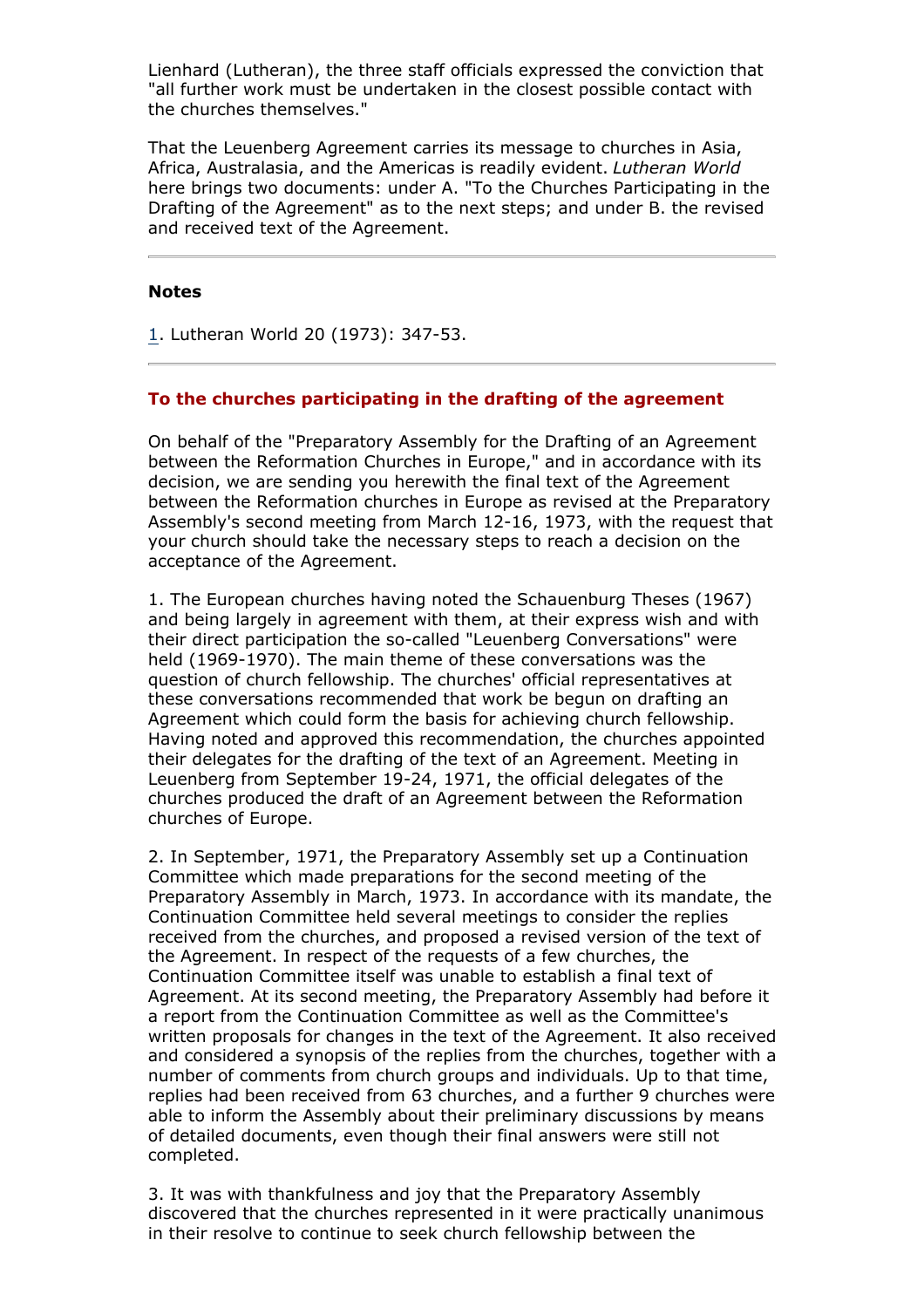Lienhard (Lutheran), the three staff officials expressed the conviction that "all further work must be undertaken in the closest possible contact with the churches themselves."

That the Leuenberg Agreement carries its message to churches in Asia, Africa, Australasia, and the Americas is readily evident. *Lutheran World* here brings two documents: under A. "To the Churches Participating in the Drafting of the Agreement" as to the next steps; and under B. the revised and received text of the Agreement.

---

**Notes**

1. Lutheran World 20 (1973): 347-53.

---

### To the churches participating in the drafting of the agreement

On behalf of the "Preparatory Assembly for the Drafting of an Agreement between the Reformation Churches in Europe," and in accordance with its decision, we are sending you herewith the final text of the Agreement between the Reformation churches in Europe as revised at the Preparatory Assembly's second meeting from March 12-16, 1973, with the request that your church should take the necessary steps to reach a decision on the acceptance of the Agreement.

1. The European churches having noted the Schauenburg Theses (1967) and being largely in agreement with them, at their express wish and with their direct participation the so-called "Leuenberg Conversations" were held (1969-1970). The main theme of these conversations was the question of church fellowship. The churches' official representatives at these conversations recommended that work be begun on drafting an Agreement which could form the basis for achieving church fellowship. Having noted and approved this recommendation, the churches appointed their delegates for the drafting of the text of an Agreement. Meeting in Leuenberg from September 19-24, 1971, the official delegates of the churches produced the draft of an Agreement between the Reformation churches of Europe.

2. In September, 1971, the Preparatory Assembly set up a Continuation Committee which made preparations for the second meeting of the Preparatory Assembly in March, 1973. In accordance with its mandate, the Continuation Committee held several meetings to consider the replies received from the churches, and proposed a revised version of the text of the Agreement. In respect of the requests of a few churches, the Continuation Committee itself was unable to establish a final text of Agreement. At its second meeting, the Preparatory Assembly had before it a report from the Continuation Committee as well as the Committee's written proposals for changes in the text of the Agreement. It also received and considered a synopsis of the replies from the churches, together with a number of comments from church groups and individuals. Up to that time, replies had been received from 63 churches, and a further 9 churches were able to inform the Assembly about their preliminary discussions by means of detailed documents, even though their final answers were still not completed.

3. It was with thankfulness and joy that the Preparatory Assembly discovered that the churches represented in it were practically unanimous in their resolve to continue to seek church fellowship between the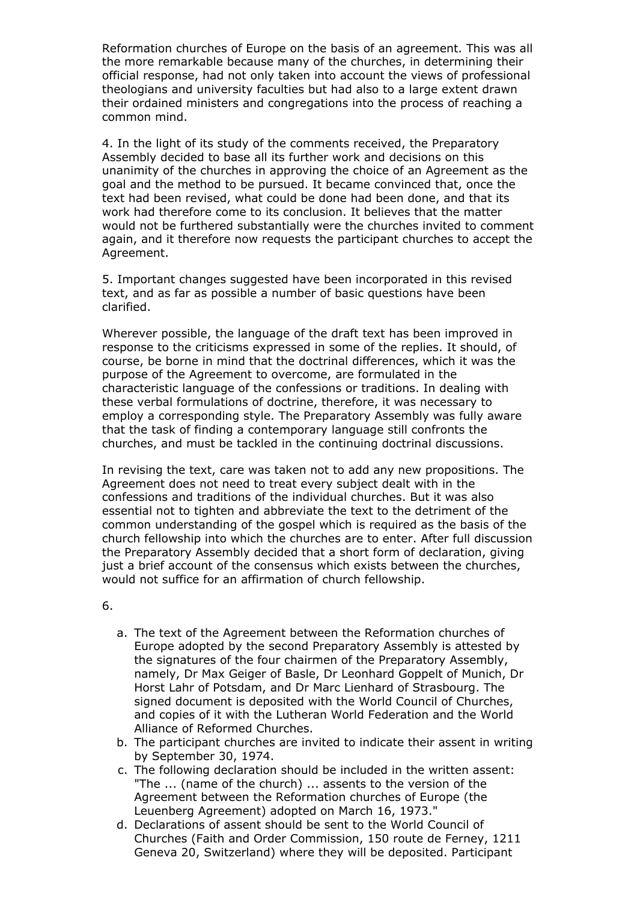Reformation churches of Europe on the basis of an agreement. This was all the more remarkable because many of the churches, in determining their official response, had not only taken into account the views of professional theologians and university faculties but had also to a large extent drawn their ordained ministers and congregations into the process of reaching a common mind.

4. In the light of its study of the comments received, the Preparatory Assembly decided to base all its further work and decisions on this unanimity of the churches in approving the choice of an Agreement as the goal and the method to be pursued. It became convinced that, once the text had been revised, what could be done had been done, and that its work had therefore come to its conclusion. It believes that the matter would not be furthered substantially were the churches invited to comment again, and it therefore now requests the participant churches to accept the Agreement.

5. Important changes suggested have been incorporated in this revised text, and as far as possible a number of basic questions have been clarified.

Wherever possible, the language of the draft text has been improved in response to the criticisms expressed in some of the replies. It should, of course, be borne in mind that the doctrinal differences, which it was the purpose of the Agreement to overcome, are formulated in the characteristic language of the confessions or traditions. In dealing with these verbal formulations of doctrine, therefore, it was necessary to employ a corresponding style. The Preparatory Assembly was fully aware that the task of finding a contemporary language still confronts the churches, and must be tackled in the continuing doctrinal discussions.

In revising the text, care was taken not to add any new propositions. The Agreement does not need to treat every subject dealt with in the confessions and traditions of the individual churches. But it was also essential not to tighten and abbreviate the text to the detriment of the common understanding of the gospel which is required as the basis of the church fellowship into which the churches are to enter. After full discussion the Preparatory Assembly decided that a short form of declaration, giving just a brief account of the consensus which exists between the churches, would not suffice for an affirmation of church fellowship.

6.

a. The text of the Agreement between the Reformation churches of Europe adopted by the second Preparatory Assembly is attested by the signatures of the four chairmen of the Preparatory Assembly, namely, Dr Max Geiger of Basle, Dr Leonhard Goppelt of Munich, Dr Horst Lahr of Potsdam, and Dr Marc Lienhard of Strasbourg. The signed document is deposited with the World Council of Churches, and copies of it with the Lutheran World Federation and the World Alliance of Reformed Churches.
b. The participant churches are invited to indicate their assent in writing by September 30, 1974.
c. The following declaration should be included in the written assent: "The ... (name of the church) ... assents to the version of the Agreement between the Reformation churches of Europe (the Leuenberg Agreement) adopted on March 16, 1973."
d. Declarations of assent should be sent to the World Council of Churches (Faith and Order Commission, 150 route de Ferney, 1211 Geneva 20, Switzerland) where they will be deposited. Participant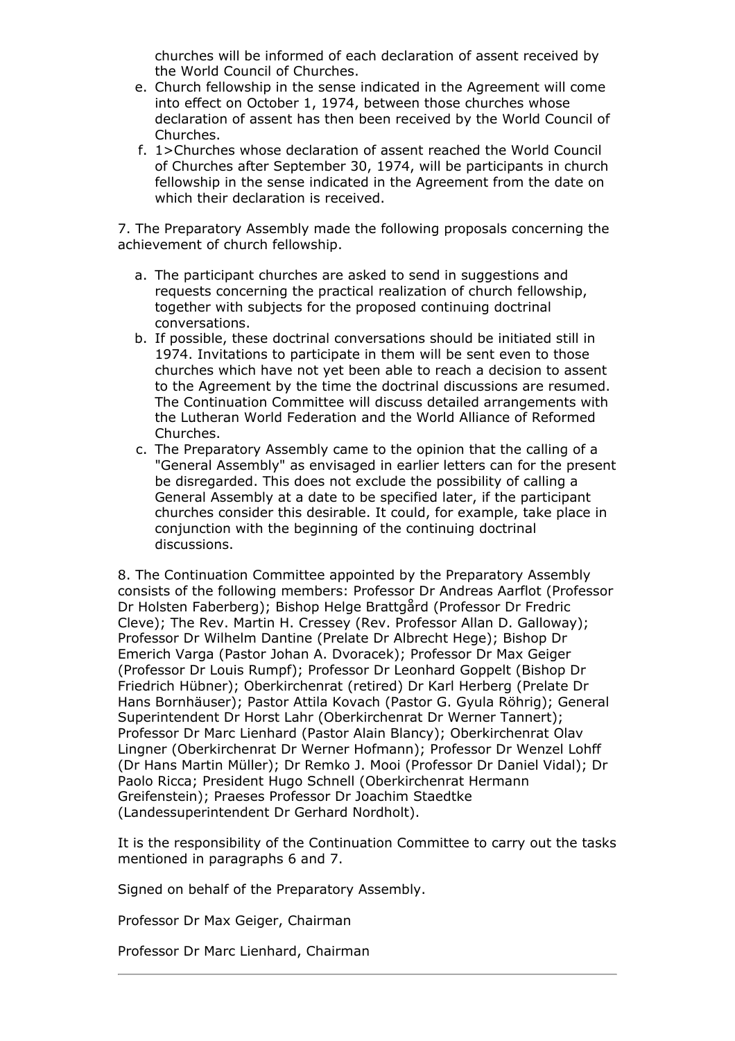churches will be informed of each declaration of assent received by the World Council of Churches.

e. Church fellowship in the sense indicated in the Agreement will come into effect on October 1, 1974, between those churches whose declaration of assent has then been received by the World Council of Churches.
f. 1>Churches whose declaration of assent reached the World Council of Churches after September 30, 1974, will be participants in church fellowship in the sense indicated in the Agreement from the date on which their declaration is received.

7. The Preparatory Assembly made the following proposals concerning the achievement of church fellowship.

a. The participant churches are asked to send in suggestions and requests concerning the practical realization of church fellowship, together with subjects for the proposed continuing doctrinal conversations.
b. If possible, these doctrinal conversations should be initiated still in 1974. Invitations to participate in them will be sent even to those churches which have not yet been able to reach a decision to assent to the Agreement by the time the doctrinal discussions are resumed. The Continuation Committee will discuss detailed arrangements with the Lutheran World Federation and the World Alliance of Reformed Churches.
c. The Preparatory Assembly came to the opinion that the calling of a "General Assembly" as envisaged in earlier letters can for the present be disregarded. This does not exclude the possibility of calling a General Assembly at a date to be specified later, if the participant churches consider this desirable. It could, for example, take place in conjunction with the beginning of the continuing doctrinal discussions.

8. The Continuation Committee appointed by the Preparatory Assembly consists of the following members: Professor Dr Andreas Aarflot (Professor Dr Holsten Faberberg); Bishop Helge Brattgård (Professor Dr Fredric Cleve); The Rev. Martin H. Cressey (Rev. Professor Allan D. Galloway); Professor Dr Wilhelm Dantine (Prelate Dr Albrecht Hege); Bishop Dr Emerich Varga (Pastor Johan A. Dvoracek); Professor Dr Max Geiger (Professor Dr Louis Rumpf); Professor Dr Leonhard Goppelt (Bishop Dr Friedrich Hübner); Oberkirchenrat (retired) Dr Karl Herberg (Prelate Dr Hans Bornhäuser); Pastor Attila Kovach (Pastor G. Gyula Röhrig); General Superintendent Dr Horst Lahr (Oberkirchenrat Dr Werner Tannert); Professor Dr Marc Lienhard (Pastor Alain Blancy); Oberkirchenrat Olav Lingner (Oberkirchenrat Dr Werner Hofmann); Professor Dr Wenzel Lohff (Dr Hans Martin Müller); Dr Remko J. Mooi (Professor Dr Daniel Vidal); Dr Paolo Ricca; President Hugo Schnell (Oberkirchenrat Hermann Greifenstein); Praeses Professor Dr Joachim Staedtke (Landessuperintendent Dr Gerhard Nordholt).

It is the responsibility of the Continuation Committee to carry out the tasks mentioned in paragraphs 6 and 7.

Signed on behalf of the Preparatory Assembly.

Professor Dr Max Geiger, Chairman

Professor Dr Marc Lienhard, Chairman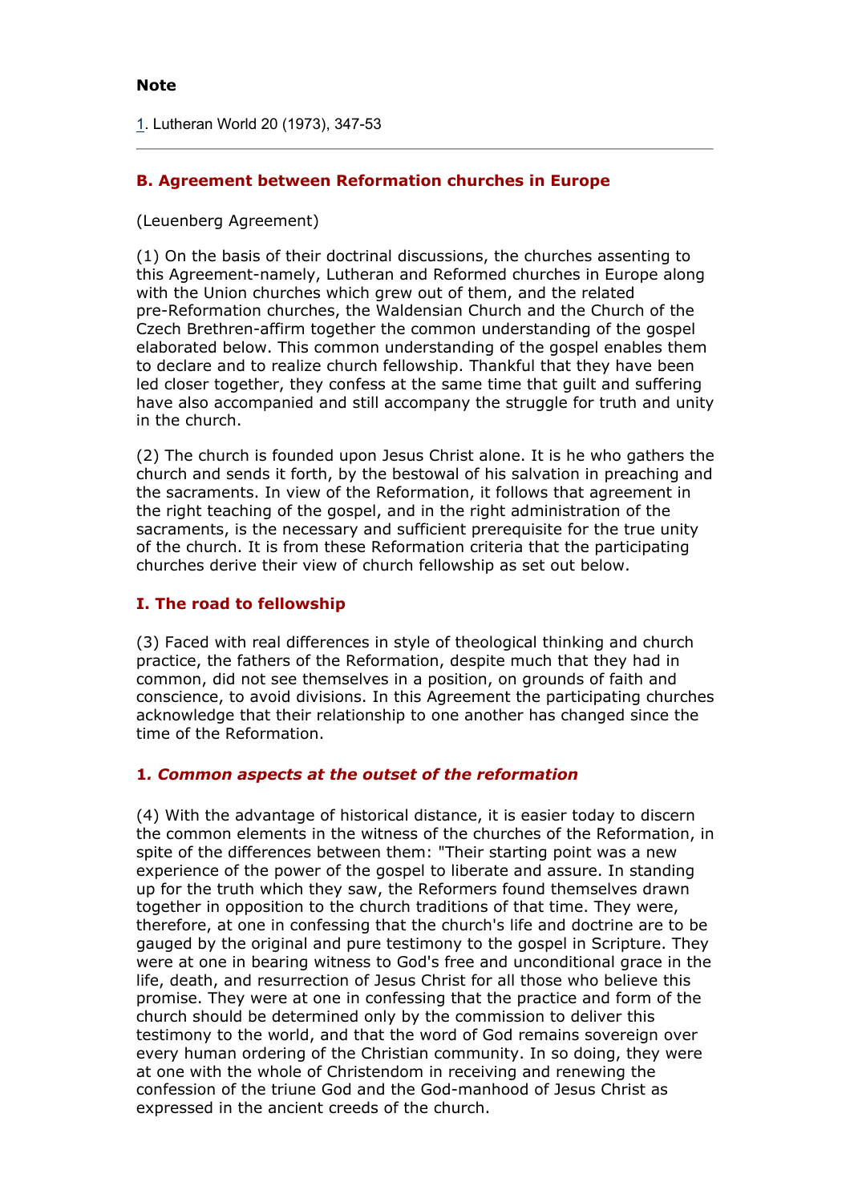**Note**

1. Lutheran World 20 (1973), 347-53

---

## B. Agreement between Reformation churches in Europe

(Leuenberg Agreement)

(1) On the basis of their doctrinal discussions, the churches assenting to this Agreement-namely, Lutheran and Reformed churches in Europe along with the Union churches which grew out of them, and the related pre-Reformation churches, the Waldensian Church and the Church of the Czech Brethren-affirm together the common understanding of the gospel elaborated below. This common understanding of the gospel enables them to declare and to realize church fellowship. Thankful that they have been led closer together, they confess at the same time that guilt and suffering have also accompanied and still accompany the struggle for truth and unity in the church.

(2) The church is founded upon Jesus Christ alone. It is he who gathers the church and sends it forth, by the bestowal of his salvation in preaching and the sacraments. In view of the Reformation, it follows that agreement in the right teaching of the gospel, and in the right administration of the sacraments, is the necessary and sufficient prerequisite for the true unity of the church. It is from these Reformation criteria that the participating churches derive their view of church fellowship as set out below.

### I. The road to fellowship

(3) Faced with real differences in style of theological thinking and church practice, the fathers of the Reformation, despite much that they had in common, did not see themselves in a position, on grounds of faith and conscience, to avoid divisions. In this Agreement the participating churches acknowledge that their relationship to one another has changed since the time of the Reformation.

### 1. *Common aspects at the outset of the reformation*

(4) With the advantage of historical distance, it is easier today to discern the common elements in the witness of the churches of the Reformation, in spite of the differences between them: "Their starting point was a new experience of the power of the gospel to liberate and assure. In standing up for the truth which they saw, the Reformers found themselves drawn together in opposition to the church traditions of that time. They were, therefore, at one in confessing that the church's life and doctrine are to be gauged by the original and pure testimony to the gospel in Scripture. They were at one in bearing witness to God's free and unconditional grace in the life, death, and resurrection of Jesus Christ for all those who believe this promise. They were at one in confessing that the practice and form of the church should be determined only by the commission to deliver this testimony to the world, and that the word of God remains sovereign over every human ordering of the Christian community. In so doing, they were at one with the whole of Christendom in receiving and renewing the confession of the triune God and the God-manhood of Jesus Christ as expressed in the ancient creeds of the church.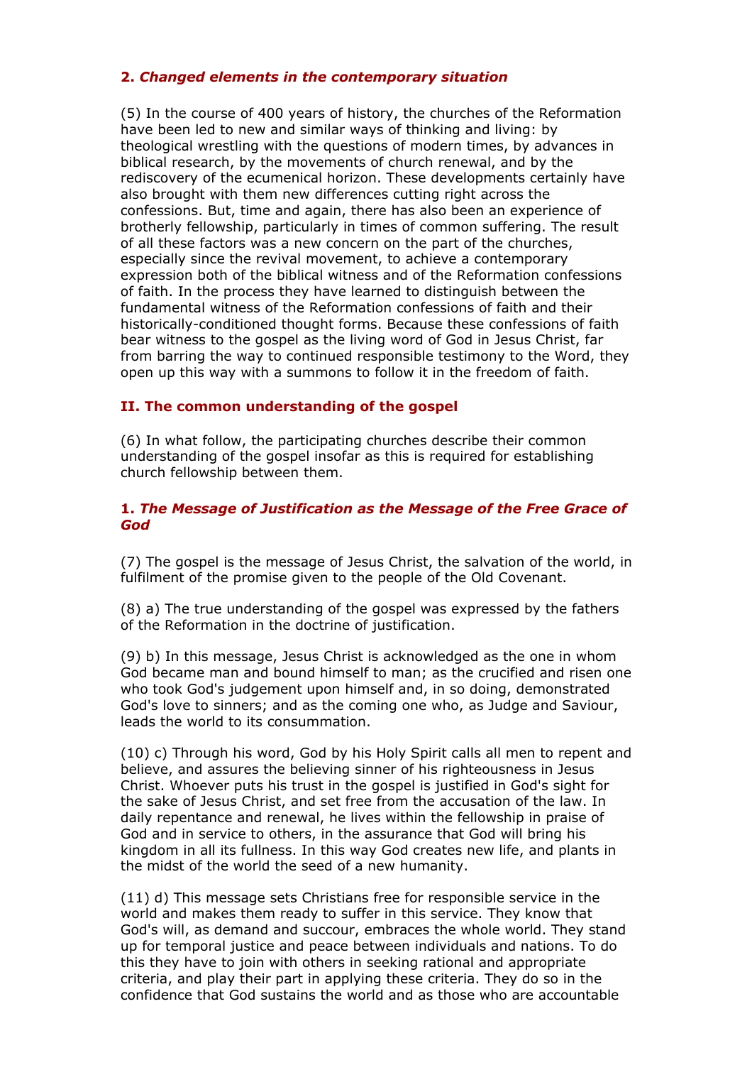### 2. *Changed elements in the contemporary situation*

(5) In the course of 400 years of history, the churches of the Reformation have been led to new and similar ways of thinking and living: by theological wrestling with the questions of modern times, by advances in biblical research, by the movements of church renewal, and by the rediscovery of the ecumenical horizon. These developments certainly have also brought with them new differences cutting right across the confessions. But, time and again, there has also been an experience of brotherly fellowship, particularly in times of common suffering. The result of all these factors was a new concern on the part of the churches, especially since the revival movement, to achieve a contemporary expression both of the biblical witness and of the Reformation confessions of faith. In the process they have learned to distinguish between the fundamental witness of the Reformation confessions of faith and their historically-conditioned thought forms. Because these confessions of faith bear witness to the gospel as the living word of God in Jesus Christ, far from barring the way to continued responsible testimony to the Word, they open up this way with a summons to follow it in the freedom of faith.

## II. The common understanding of the gospel

(6) In what follow, the participating churches describe their common understanding of the gospel insofar as this is required for establishing church fellowship between them.

### 1. *The Message of Justification as the Message of the Free Grace of God*

(7) The gospel is the message of Jesus Christ, the salvation of the world, in fulfilment of the promise given to the people of the Old Covenant.

(8) a) The true understanding of the gospel was expressed by the fathers of the Reformation in the doctrine of justification.

(9) b) In this message, Jesus Christ is acknowledged as the one in whom God became man and bound himself to man; as the crucified and risen one who took God's judgement upon himself and, in so doing, demonstrated God's love to sinners; and as the coming one who, as Judge and Saviour, leads the world to its consummation.

(10) c) Through his word, God by his Holy Spirit calls all men to repent and believe, and assures the believing sinner of his righteousness in Jesus Christ. Whoever puts his trust in the gospel is justified in God's sight for the sake of Jesus Christ, and set free from the accusation of the law. In daily repentance and renewal, he lives within the fellowship in praise of God and in service to others, in the assurance that God will bring his kingdom in all its fullness. In this way God creates new life, and plants in the midst of the world the seed of a new humanity.

(11) d) This message sets Christians free for responsible service in the world and makes them ready to suffer in this service. They know that God's will, as demand and succour, embraces the whole world. They stand up for temporal justice and peace between individuals and nations. To do this they have to join with others in seeking rational and appropriate criteria, and play their part in applying these criteria. They do so in the confidence that God sustains the world and as those who are accountable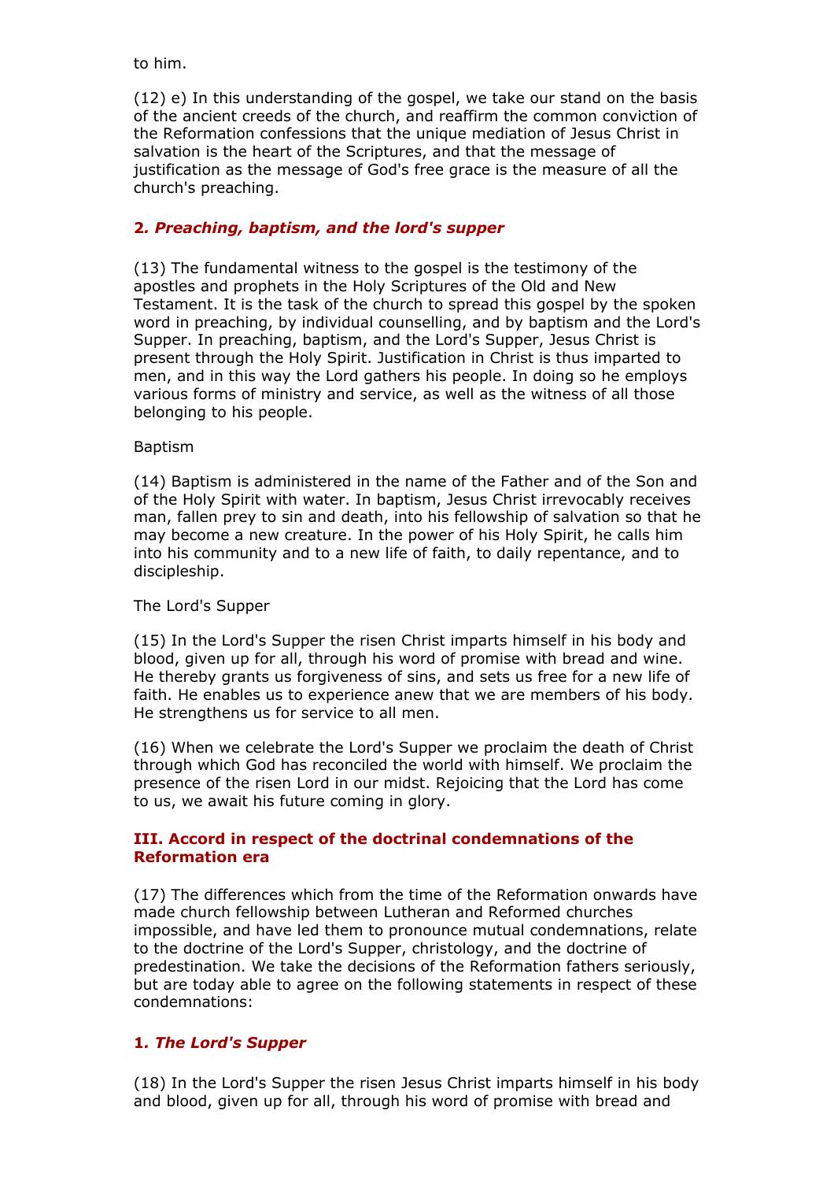to him.

(12) e) In this understanding of the gospel, we take our stand on the basis of the ancient creeds of the church, and reaffirm the common conviction of the Reformation confessions that the unique mediation of Jesus Christ in salvation is the heart of the Scriptures, and that the message of justification as the message of God's free grace is the measure of all the church's preaching.

### 2. *Preaching, baptism, and the lord's supper*

(13) The fundamental witness to the gospel is the testimony of the apostles and prophets in the Holy Scriptures of the Old and New Testament. It is the task of the church to spread this gospel by the spoken word in preaching, by individual counselling, and by baptism and the Lord's Supper. In preaching, baptism, and the Lord's Supper, Jesus Christ is present through the Holy Spirit. Justification in Christ is thus imparted to men, and in this way the Lord gathers his people. In doing so he employs various forms of ministry and service, as well as the witness of all those belonging to his people.

Baptism

(14) Baptism is administered in the name of the Father and of the Son and of the Holy Spirit with water. In baptism, Jesus Christ irrevocably receives man, fallen prey to sin and death, into his fellowship of salvation so that he may become a new creature. In the power of his Holy Spirit, he calls him into his community and to a new life of faith, to daily repentance, and to discipleship.

The Lord's Supper

(15) In the Lord's Supper the risen Christ imparts himself in his body and blood, given up for all, through his word of promise with bread and wine. He thereby grants us forgiveness of sins, and sets us free for a new life of faith. He enables us to experience anew that we are members of his body. He strengthens us for service to all men.

(16) When we celebrate the Lord's Supper we proclaim the death of Christ through which God has reconciled the world with himself. We proclaim the presence of the risen Lord in our midst. Rejoicing that the Lord has come to us, we await his future coming in glory.

## III. Accord in respect of the doctrinal condemnations of the Reformation era

(17) The differences which from the time of the Reformation onwards have made church fellowship between Lutheran and Reformed churches impossible, and have led them to pronounce mutual condemnations, relate to the doctrine of the Lord's Supper, christology, and the doctrine of predestination. We take the decisions of the Reformation fathers seriously, but are today able to agree on the following statements in respect of these condemnations:

### 1. *The Lord's Supper*

(18) In the Lord's Supper the risen Jesus Christ imparts himself in his body and blood, given up for all, through his word of promise with bread and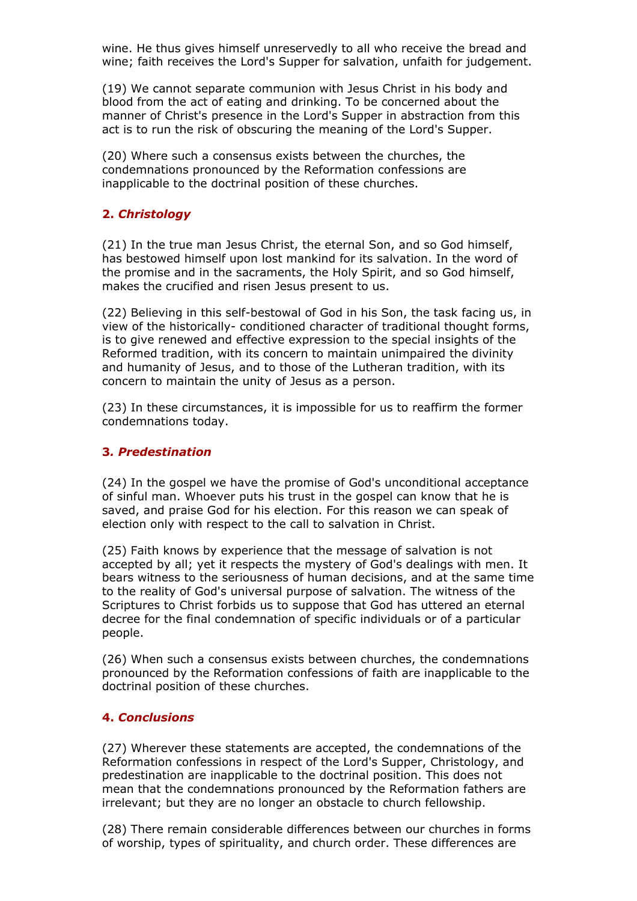wine. He thus gives himself unreservedly to all who receive the bread and wine; faith receives the Lord's Supper for salvation, unfaith for judgement.

(19) We cannot separate communion with Jesus Christ in his body and blood from the act of eating and drinking. To be concerned about the manner of Christ's presence in the Lord's Supper in abstraction from this act is to run the risk of obscuring the meaning of the Lord's Supper.

(20) Where such a consensus exists between the churches, the condemnations pronounced by the Reformation confessions are inapplicable to the doctrinal position of these churches.

### 2. *Christology*

(21) In the true man Jesus Christ, the eternal Son, and so God himself, has bestowed himself upon lost mankind for its salvation. In the word of the promise and in the sacraments, the Holy Spirit, and so God himself, makes the crucified and risen Jesus present to us.

(22) Believing in this self-bestowal of God in his Son, the task facing us, in view of the historically- conditioned character of traditional thought forms, is to give renewed and effective expression to the special insights of the Reformed tradition, with its concern to maintain unimpaired the divinity and humanity of Jesus, and to those of the Lutheran tradition, with its concern to maintain the unity of Jesus as a person.

(23) In these circumstances, it is impossible for us to reaffirm the former condemnations today.

### 3. *Predestination*

(24) In the gospel we have the promise of God's unconditional acceptance of sinful man. Whoever puts his trust in the gospel can know that he is saved, and praise God for his election. For this reason we can speak of election only with respect to the call to salvation in Christ.

(25) Faith knows by experience that the message of salvation is not accepted by all; yet it respects the mystery of God's dealings with men. It bears witness to the seriousness of human decisions, and at the same time to the reality of God's universal purpose of salvation. The witness of the Scriptures to Christ forbids us to suppose that God has uttered an eternal decree for the final condemnation of specific individuals or of a particular people.

(26) When such a consensus exists between churches, the condemnations pronounced by the Reformation confessions of faith are inapplicable to the doctrinal position of these churches.

### 4. *Conclusions*

(27) Wherever these statements are accepted, the condemnations of the Reformation confessions in respect of the Lord's Supper, Christology, and predestination are inapplicable to the doctrinal position. This does not mean that the condemnations pronounced by the Reformation fathers are irrelevant; but they are no longer an obstacle to church fellowship.

(28) There remain considerable differences between our churches in forms of worship, types of spirituality, and church order. These differences are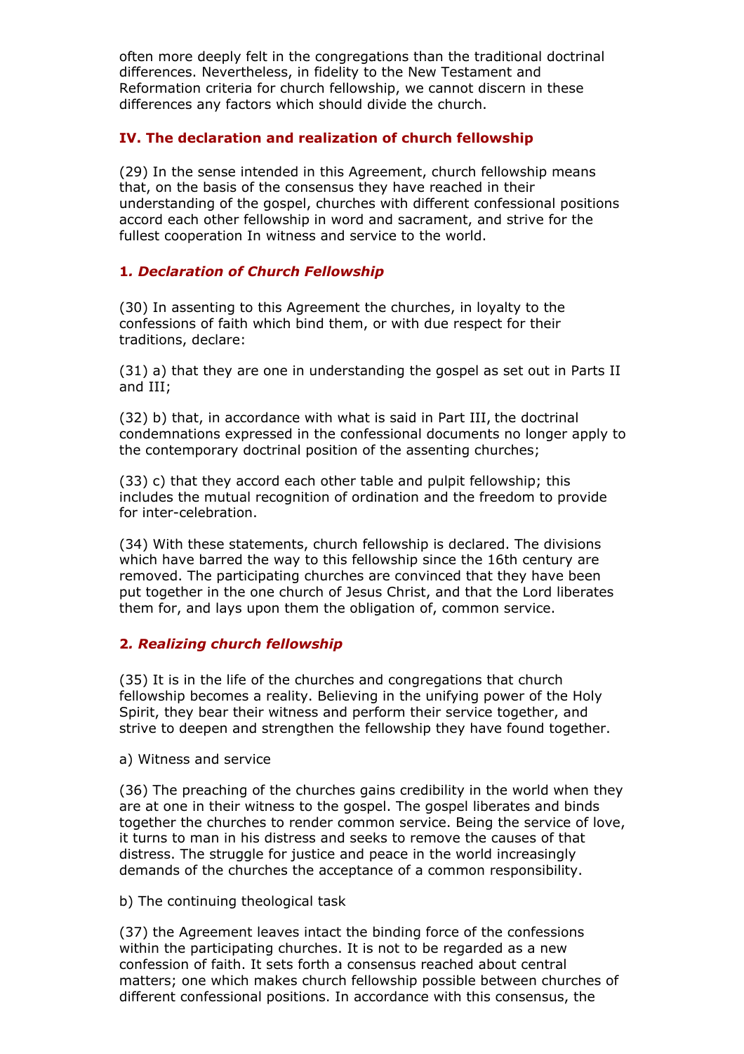often more deeply felt in the congregations than the traditional doctrinal differences. Nevertheless, in fidelity to the New Testament and Reformation criteria for church fellowship, we cannot discern in these differences any factors which should divide the church.

## IV. The declaration and realization of church fellowship

(29) In the sense intended in this Agreement, church fellowship means that, on the basis of the consensus they have reached in their understanding of the gospel, churches with different confessional positions accord each other fellowship in word and sacrament, and strive for the fullest cooperation In witness and service to the world.

### 1. *Declaration of Church Fellowship*

(30) In assenting to this Agreement the churches, in loyalty to the confessions of faith which bind them, or with due respect for their traditions, declare:

(31) a) that they are one in understanding the gospel as set out in Parts II and III;

(32) b) that, in accordance with what is said in Part III, the doctrinal condemnations expressed in the confessional documents no longer apply to the contemporary doctrinal position of the assenting churches;

(33) c) that they accord each other table and pulpit fellowship; this includes the mutual recognition of ordination and the freedom to provide for inter-celebration.

(34) With these statements, church fellowship is declared. The divisions which have barred the way to this fellowship since the 16th century are removed. The participating churches are convinced that they have been put together in the one church of Jesus Christ, and that the Lord liberates them for, and lays upon them the obligation of, common service.

### 2. *Realizing church fellowship*

(35) It is in the life of the churches and congregations that church fellowship becomes a reality. Believing in the unifying power of the Holy Spirit, they bear their witness and perform their service together, and strive to deepen and strengthen the fellowship they have found together.

a) Witness and service

(36) The preaching of the churches gains credibility in the world when they are at one in their witness to the gospel. The gospel liberates and binds together the churches to render common service. Being the service of love, it turns to man in his distress and seeks to remove the causes of that distress. The struggle for justice and peace in the world increasingly demands of the churches the acceptance of a common responsibility.

b) The continuing theological task

(37) the Agreement leaves intact the binding force of the confessions within the participating churches. It is not to be regarded as a new confession of faith. It sets forth a consensus reached about central matters; one which makes church fellowship possible between churches of different confessional positions. In accordance with this consensus, the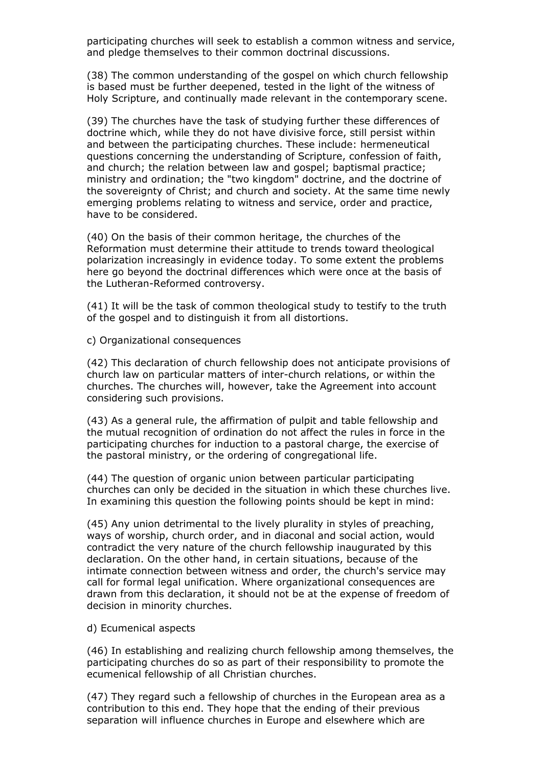participating churches will seek to establish a common witness and service, and pledge themselves to their common doctrinal discussions.

(38) The common understanding of the gospel on which church fellowship is based must be further deepened, tested in the light of the witness of Holy Scripture, and continually made relevant in the contemporary scene.

(39) The churches have the task of studying further these differences of doctrine which, while they do not have divisive force, still persist within and between the participating churches. These include: hermeneutical questions concerning the understanding of Scripture, confession of faith, and church; the relation between law and gospel; baptismal practice; ministry and ordination; the "two kingdom" doctrine, and the doctrine of the sovereignty of Christ; and church and society. At the same time newly emerging problems relating to witness and service, order and practice, have to be considered.

(40) On the basis of their common heritage, the churches of the Reformation must determine their attitude to trends toward theological polarization increasingly in evidence today. To some extent the problems here go beyond the doctrinal differences which were once at the basis of the Lutheran-Reformed controversy.

(41) It will be the task of common theological study to testify to the truth of the gospel and to distinguish it from all distortions.

c) Organizational consequences

(42) This declaration of church fellowship does not anticipate provisions of church law on particular matters of inter-church relations, or within the churches. The churches will, however, take the Agreement into account considering such provisions.

(43) As a general rule, the affirmation of pulpit and table fellowship and the mutual recognition of ordination do not affect the rules in force in the participating churches for induction to a pastoral charge, the exercise of the pastoral ministry, or the ordering of congregational life.

(44) The question of organic union between particular participating churches can only be decided in the situation in which these churches live. In examining this question the following points should be kept in mind:

(45) Any union detrimental to the lively plurality in styles of preaching, ways of worship, church order, and in diaconal and social action, would contradict the very nature of the church fellowship inaugurated by this declaration. On the other hand, in certain situations, because of the intimate connection between witness and order, the church's service may call for formal legal unification. Where organizational consequences are drawn from this declaration, it should not be at the expense of freedom of decision in minority churches.

d) Ecumenical aspects

(46) In establishing and realizing church fellowship among themselves, the participating churches do so as part of their responsibility to promote the ecumenical fellowship of all Christian churches.

(47) They regard such a fellowship of churches in the European area as a contribution to this end. They hope that the ending of their previous separation will influence churches in Europe and elsewhere which are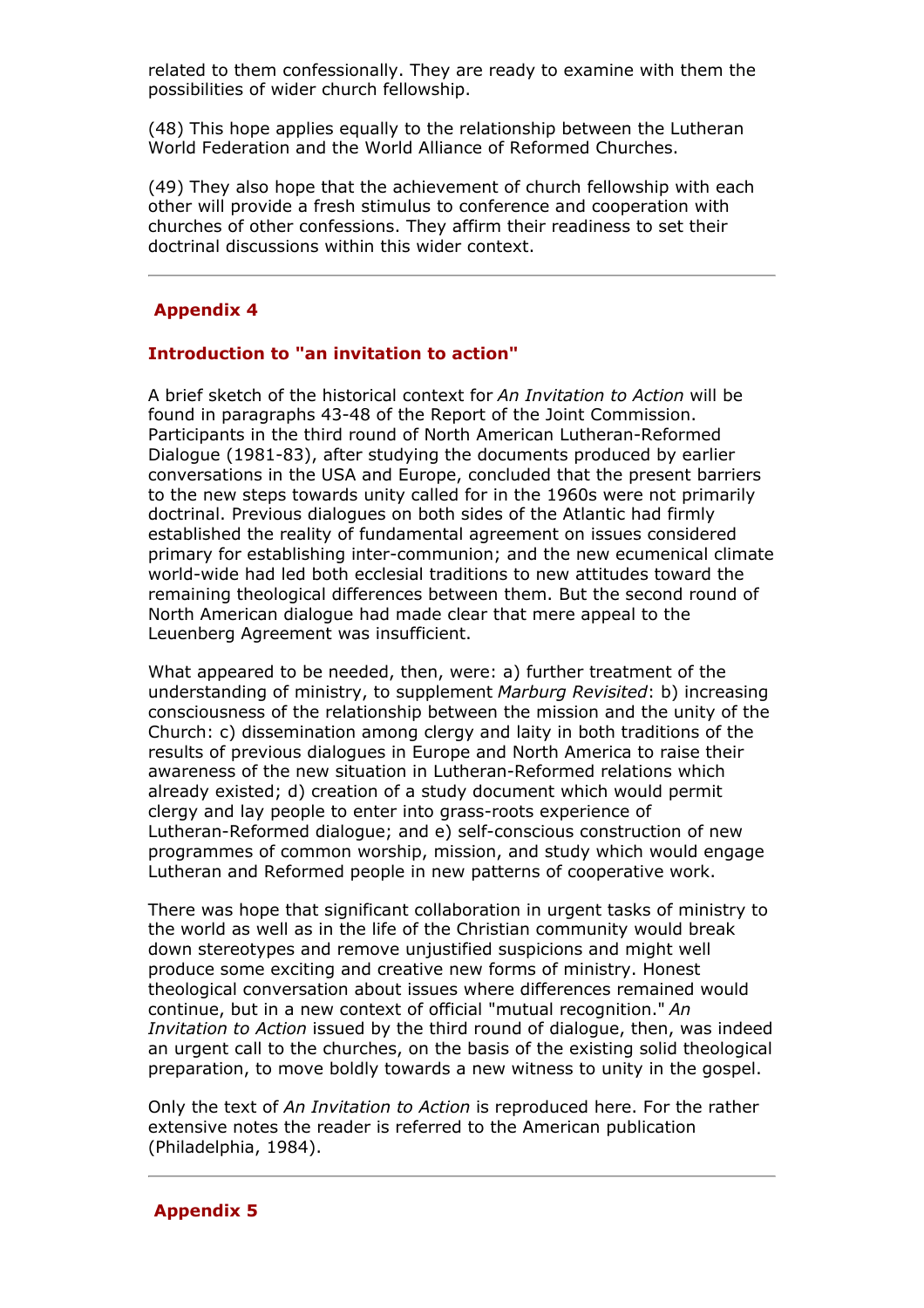related to them confessionally. They are ready to examine with them the possibilities of wider church fellowship.

(48) This hope applies equally to the relationship between the Lutheran World Federation and the World Alliance of Reformed Churches.

(49) They also hope that the achievement of church fellowship with each other will provide a fresh stimulus to conference and cooperation with churches of other confessions. They affirm their readiness to set their doctrinal discussions within this wider context.

---

## Appendix 4

### Introduction to "an invitation to action"

A brief sketch of the historical context for *An Invitation to Action* will be found in paragraphs 43-48 of the Report of the Joint Commission. Participants in the third round of North American Lutheran-Reformed Dialogue (1981-83), after studying the documents produced by earlier conversations in the USA and Europe, concluded that the present barriers to the new steps towards unity called for in the 1960s were not primarily doctrinal. Previous dialogues on both sides of the Atlantic had firmly established the reality of fundamental agreement on issues considered primary for establishing inter-communion; and the new ecumenical climate world-wide had led both ecclesial traditions to new attitudes toward the remaining theological differences between them. But the second round of North American dialogue had made clear that mere appeal to the Leuenberg Agreement was insufficient.

What appeared to be needed, then, were: a) further treatment of the understanding of ministry, to supplement *Marburg Revisited*: b) increasing consciousness of the relationship between the mission and the unity of the Church: c) dissemination among clergy and laity in both traditions of the results of previous dialogues in Europe and North America to raise their awareness of the new situation in Lutheran-Reformed relations which already existed; d) creation of a study document which would permit clergy and lay people to enter into grass-roots experience of Lutheran-Reformed dialogue; and e) self-conscious construction of new programmes of common worship, mission, and study which would engage Lutheran and Reformed people in new patterns of cooperative work.

There was hope that significant collaboration in urgent tasks of ministry to the world as well as in the life of the Christian community would break down stereotypes and remove unjustified suspicions and might well produce some exciting and creative new forms of ministry. Honest theological conversation about issues where differences remained would continue, but in a new context of official "mutual recognition." *An Invitation to Action* issued by the third round of dialogue, then, was indeed an urgent call to the churches, on the basis of the existing solid theological preparation, to move boldly towards a new witness to unity in the gospel.

Only the text of *An Invitation to Action* is reproduced here. For the rather extensive notes the reader is referred to the American publication (Philadelphia, 1984).

---

## Appendix 5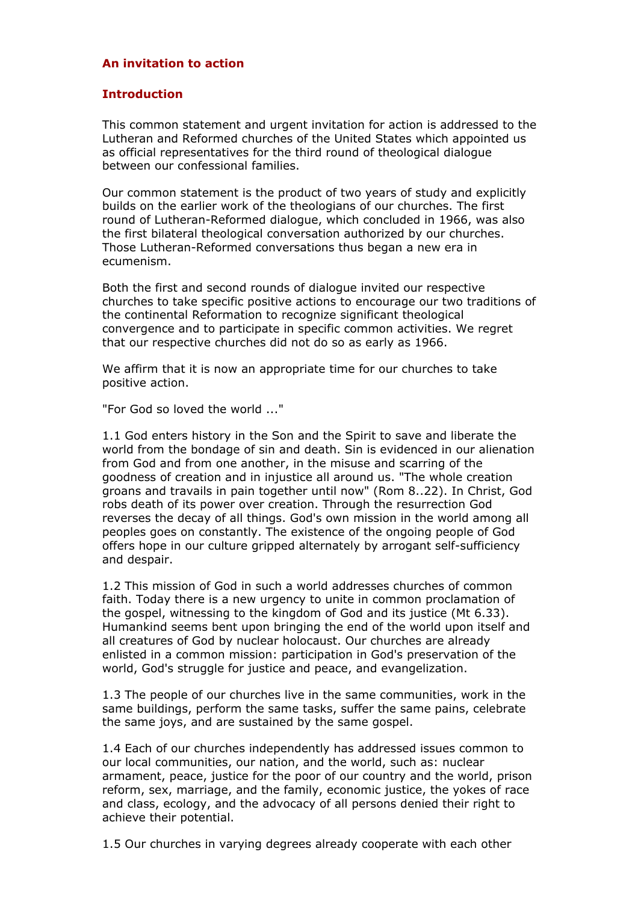## An invitation to action

## Introduction

This common statement and urgent invitation for action is addressed to the Lutheran and Reformed churches of the United States which appointed us as official representatives for the third round of theological dialogue between our confessional families.

Our common statement is the product of two years of study and explicitly builds on the earlier work of the theologians of our churches. The first round of Lutheran-Reformed dialogue, which concluded in 1966, was also the first bilateral theological conversation authorized by our churches. Those Lutheran-Reformed conversations thus began a new era in ecumenism.

Both the first and second rounds of dialogue invited our respective churches to take specific positive actions to encourage our two traditions of the continental Reformation to recognize significant theological convergence and to participate in specific common activities. We regret that our respective churches did not do so as early as 1966.

We affirm that it is now an appropriate time for our churches to take positive action.

"For God so loved the world ..."

1.1 God enters history in the Son and the Spirit to save and liberate the world from the bondage of sin and death. Sin is evidenced in our alienation from God and from one another, in the misuse and scarring of the goodness of creation and in injustice all around us. "The whole creation groans and travails in pain together until now" (Rom 8..22). In Christ, God robs death of its power over creation. Through the resurrection God reverses the decay of all things. God's own mission in the world among all peoples goes on constantly. The existence of the ongoing people of God offers hope in our culture gripped alternately by arrogant self-sufficiency and despair.

1.2 This mission of God in such a world addresses churches of common faith. Today there is a new urgency to unite in common proclamation of the gospel, witnessing to the kingdom of God and its justice (Mt 6.33). Humankind seems bent upon bringing the end of the world upon itself and all creatures of God by nuclear holocaust. Our churches are already enlisted in a common mission: participation in God's preservation of the world, God's struggle for justice and peace, and evangelization.

1.3 The people of our churches live in the same communities, work in the same buildings, perform the same tasks, suffer the same pains, celebrate the same joys, and are sustained by the same gospel.

1.4 Each of our churches independently has addressed issues common to our local communities, our nation, and the world, such as: nuclear armament, peace, justice for the poor of our country and the world, prison reform, sex, marriage, and the family, economic justice, the yokes of race and class, ecology, and the advocacy of all persons denied their right to achieve their potential.

1.5 Our churches in varying degrees already cooperate with each other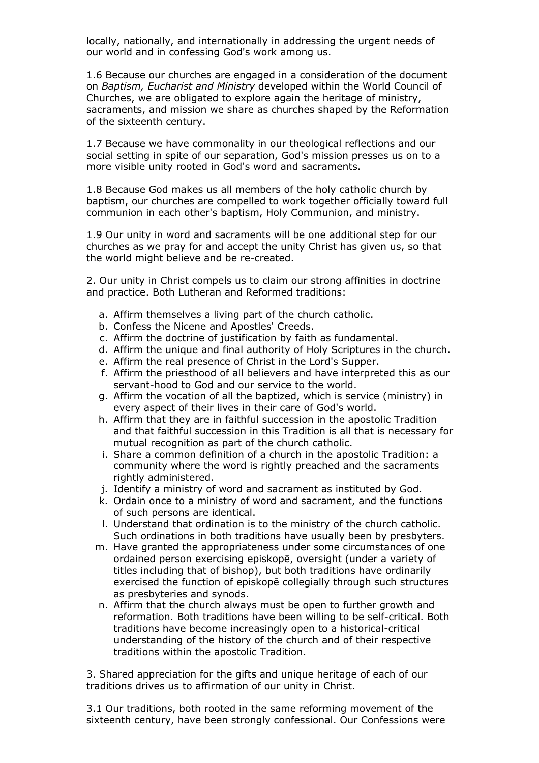locally, nationally, and internationally in addressing the urgent needs of our world and in confessing God's work among us.

1.6 Because our churches are engaged in a consideration of the document on *Baptism, Eucharist and Ministry* developed within the World Council of Churches, we are obligated to explore again the heritage of ministry, sacraments, and mission we share as churches shaped by the Reformation of the sixteenth century.

1.7 Because we have commonality in our theological reflections and our social setting in spite of our separation, God's mission presses us on to a more visible unity rooted in God's word and sacraments.

1.8 Because God makes us all members of the holy catholic church by baptism, our churches are compelled to work together officially toward full communion in each other's baptism, Holy Communion, and ministry.

1.9 Our unity in word and sacraments will be one additional step for our churches as we pray for and accept the unity Christ has given us, so that the world might believe and be re-created.

2. Our unity in Christ compels us to claim our strong affinities in doctrine and practice. Both Lutheran and Reformed traditions:

a. Affirm themselves a living part of the church catholic.
b. Confess the Nicene and Apostles' Creeds.
c. Affirm the doctrine of justification by faith as fundamental.
d. Affirm the unique and final authority of Holy Scriptures in the church.
e. Affirm the real presence of Christ in the Lord's Supper.
f. Affirm the priesthood of all believers and have interpreted this as our servant-hood to God and our service to the world.
g. Affirm the vocation of all the baptized, which is service (ministry) in every aspect of their lives in their care of God's world.
h. Affirm that they are in faithful succession in the apostolic Tradition and that faithful succession in this Tradition is all that is necessary for mutual recognition as part of the church catholic.
i. Share a common definition of a church in the apostolic Tradition: a community where the word is rightly preached and the sacraments rightly administered.
j. Identify a ministry of word and sacrament as instituted by God.
k. Ordain once to a ministry of word and sacrament, and the functions of such persons are identical.
l. Understand that ordination is to the ministry of the church catholic. Such ordinations in both traditions have usually been by presbyters.
m. Have granted the appropriateness under some circumstances of one ordained person exercising episkopē, oversight (under a variety of titles including that of bishop), but both traditions have ordinarily exercised the function of episkopē collegially through such structures as presbyteries and synods.
n. Affirm that the church always must be open to further growth and reformation. Both traditions have been willing to be self-critical. Both traditions have become increasingly open to a historical-critical understanding of the history of the church and of their respective traditions within the apostolic Tradition.

3. Shared appreciation for the gifts and unique heritage of each of our traditions drives us to affirmation of our unity in Christ.

3.1 Our traditions, both rooted in the same reforming movement of the sixteenth century, have been strongly confessional. Our Confessions were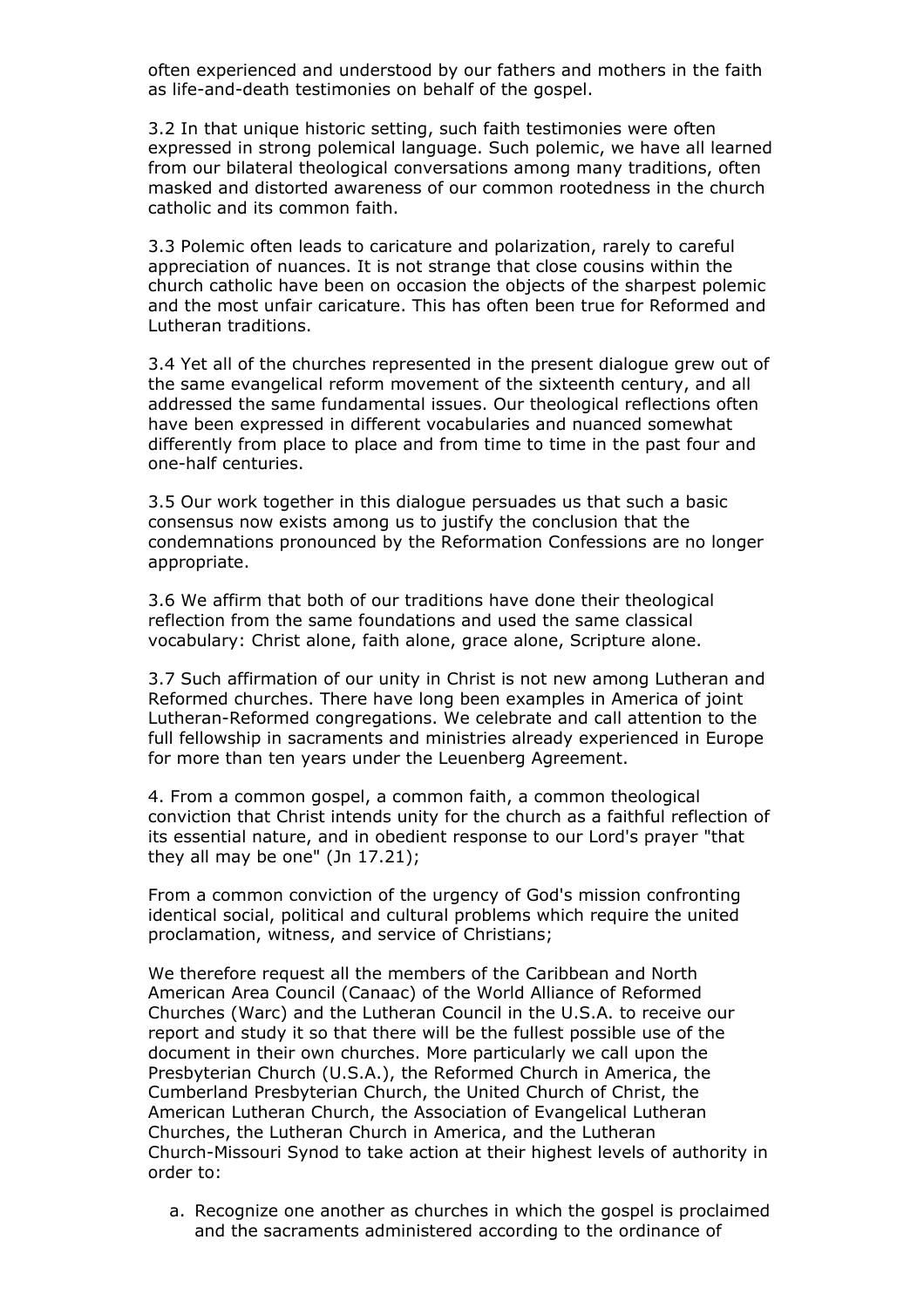often experienced and understood by our fathers and mothers in the faith as life-and-death testimonies on behalf of the gospel.

3.2 In that unique historic setting, such faith testimonies were often expressed in strong polemical language. Such polemic, we have all learned from our bilateral theological conversations among many traditions, often masked and distorted awareness of our common rootedness in the church catholic and its common faith.

3.3 Polemic often leads to caricature and polarization, rarely to careful appreciation of nuances. It is not strange that close cousins within the church catholic have been on occasion the objects of the sharpest polemic and the most unfair caricature. This has often been true for Reformed and Lutheran traditions.

3.4 Yet all of the churches represented in the present dialogue grew out of the same evangelical reform movement of the sixteenth century, and all addressed the same fundamental issues. Our theological reflections often have been expressed in different vocabularies and nuanced somewhat differently from place to place and from time to time in the past four and one-half centuries.

3.5 Our work together in this dialogue persuades us that such a basic consensus now exists among us to justify the conclusion that the condemnations pronounced by the Reformation Confessions are no longer appropriate.

3.6 We affirm that both of our traditions have done their theological reflection from the same foundations and used the same classical vocabulary: Christ alone, faith alone, grace alone, Scripture alone.

3.7 Such affirmation of our unity in Christ is not new among Lutheran and Reformed churches. There have long been examples in America of joint Lutheran-Reformed congregations. We celebrate and call attention to the full fellowship in sacraments and ministries already experienced in Europe for more than ten years under the Leuenberg Agreement.

4. From a common gospel, a common faith, a common theological conviction that Christ intends unity for the church as a faithful reflection of its essential nature, and in obedient response to our Lord's prayer "that they all may be one" (Jn 17.21);

From a common conviction of the urgency of God's mission confronting identical social, political and cultural problems which require the united proclamation, witness, and service of Christians;

We therefore request all the members of the Caribbean and North American Area Council (Canaac) of the World Alliance of Reformed Churches (Warc) and the Lutheran Council in the U.S.A. to receive our report and study it so that there will be the fullest possible use of the document in their own churches. More particularly we call upon the Presbyterian Church (U.S.A.), the Reformed Church in America, the Cumberland Presbyterian Church, the United Church of Christ, the American Lutheran Church, the Association of Evangelical Lutheran Churches, the Lutheran Church in America, and the Lutheran Church-Missouri Synod to take action at their highest levels of authority in order to:

a. Recognize one another as churches in which the gospel is proclaimed and the sacraments administered according to the ordinance of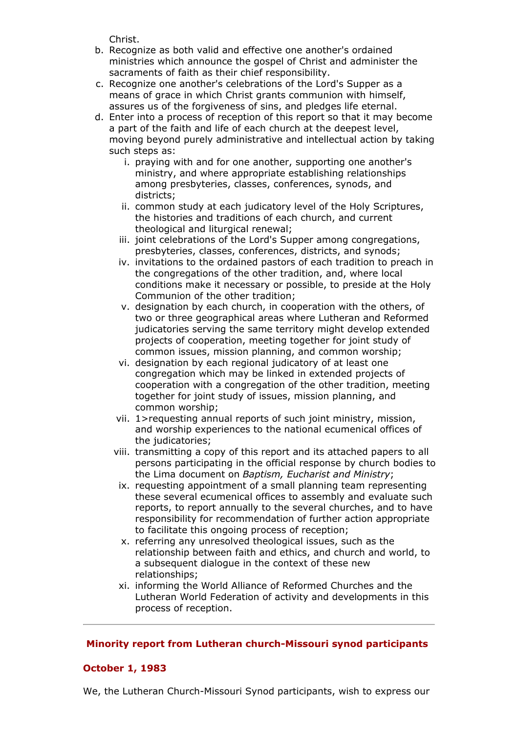Christ.

b. Recognize as both valid and effective one another's ordained ministries which announce the gospel of Christ and administer the sacraments of faith as their chief responsibility.
c. Recognize one another's celebrations of the Lord's Supper as a means of grace in which Christ grants communion with himself, assures us of the forgiveness of sins, and pledges life eternal.
d. Enter into a process of reception of this report so that it may become a part of the faith and life of each church at the deepest level, moving beyond purely administrative and intellectual action by taking such steps as:
   i. praying with and for one another, supporting one another's ministry, and where appropriate establishing relationships among presbyteries, classes, conferences, synods, and districts;
   ii. common study at each judicatory level of the Holy Scriptures, the histories and traditions of each church, and current theological and liturgical renewal;
   iii. joint celebrations of the Lord's Supper among congregations, presbyteries, classes, conferences, districts, and synods;
   iv. invitations to the ordained pastors of each tradition to preach in the congregations of the other tradition, and, where local conditions make it necessary or possible, to preside at the Holy Communion of the other tradition;
   v. designation by each church, in cooperation with the others, of two or three geographical areas where Lutheran and Reformed judicatories serving the same territory might develop extended projects of cooperation, meeting together for joint study of common issues, mission planning, and common worship;
   vi. designation by each regional judicatory of at least one congregation which may be linked in extended projects of cooperation with a congregation of the other tradition, meeting together for joint study of issues, mission planning, and common worship;
   vii. 1>requesting annual reports of such joint ministry, mission, and worship experiences to the national ecumenical offices of the judicatories;
   viii. transmitting a copy of this report and its attached papers to all persons participating in the official response by church bodies to the Lima document on *Baptism, Eucharist and Ministry*;
   ix. requesting appointment of a small planning team representing these several ecumenical offices to assembly and evaluate such reports, to report annually to the several churches, and to have responsibility for recommendation of further action appropriate to facilitate this ongoing process of reception;
   x. referring any unresolved theological issues, such as the relationship between faith and ethics, and church and world, to a subsequent dialogue in the context of these new relationships;
   xi. informing the World Alliance of Reformed Churches and the Lutheran World Federation of activity and developments in this process of reception.

---

## Minority report from Lutheran church-Missouri synod participants

### October 1, 1983

We, the Lutheran Church-Missouri Synod participants, wish to express our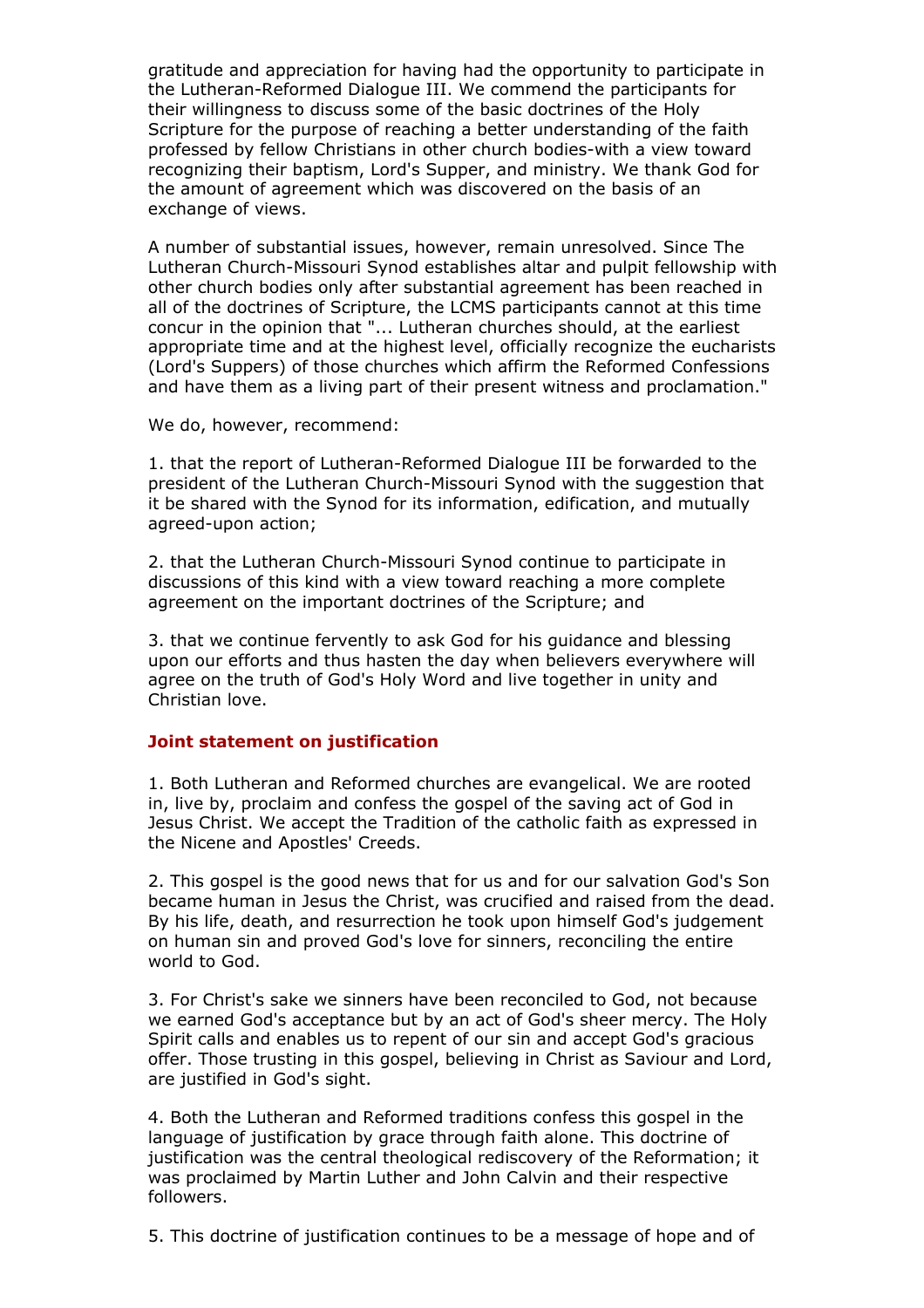gratitude and appreciation for having had the opportunity to participate in the Lutheran-Reformed Dialogue III. We commend the participants for their willingness to discuss some of the basic doctrines of the Holy Scripture for the purpose of reaching a better understanding of the faith professed by fellow Christians in other church bodies-with a view toward recognizing their baptism, Lord's Supper, and ministry. We thank God for the amount of agreement which was discovered on the basis of an exchange of views.

A number of substantial issues, however, remain unresolved. Since The Lutheran Church-Missouri Synod establishes altar and pulpit fellowship with other church bodies only after substantial agreement has been reached in all of the doctrines of Scripture, the LCMS participants cannot at this time concur in the opinion that "... Lutheran churches should, at the earliest appropriate time and at the highest level, officially recognize the eucharists (Lord's Suppers) of those churches which affirm the Reformed Confessions and have them as a living part of their present witness and proclamation."

We do, however, recommend:

1. that the report of Lutheran-Reformed Dialogue III be forwarded to the president of the Lutheran Church-Missouri Synod with the suggestion that it be shared with the Synod for its information, edification, and mutually agreed-upon action;

2. that the Lutheran Church-Missouri Synod continue to participate in discussions of this kind with a view toward reaching a more complete agreement on the important doctrines of the Scripture; and

3. that we continue fervently to ask God for his guidance and blessing upon our efforts and thus hasten the day when believers everywhere will agree on the truth of God's Holy Word and live together in unity and Christian love.

### Joint statement on justification

1. Both Lutheran and Reformed churches are evangelical. We are rooted in, live by, proclaim and confess the gospel of the saving act of God in Jesus Christ. We accept the Tradition of the catholic faith as expressed in the Nicene and Apostles' Creeds.

2. This gospel is the good news that for us and for our salvation God's Son became human in Jesus the Christ, was crucified and raised from the dead. By his life, death, and resurrection he took upon himself God's judgement on human sin and proved God's love for sinners, reconciling the entire world to God.

3. For Christ's sake we sinners have been reconciled to God, not because we earned God's acceptance but by an act of God's sheer mercy. The Holy Spirit calls and enables us to repent of our sin and accept God's gracious offer. Those trusting in this gospel, believing in Christ as Saviour and Lord, are justified in God's sight.

4. Both the Lutheran and Reformed traditions confess this gospel in the language of justification by grace through faith alone. This doctrine of justification was the central theological rediscovery of the Reformation; it was proclaimed by Martin Luther and John Calvin and their respective followers.

5. This doctrine of justification continues to be a message of hope and of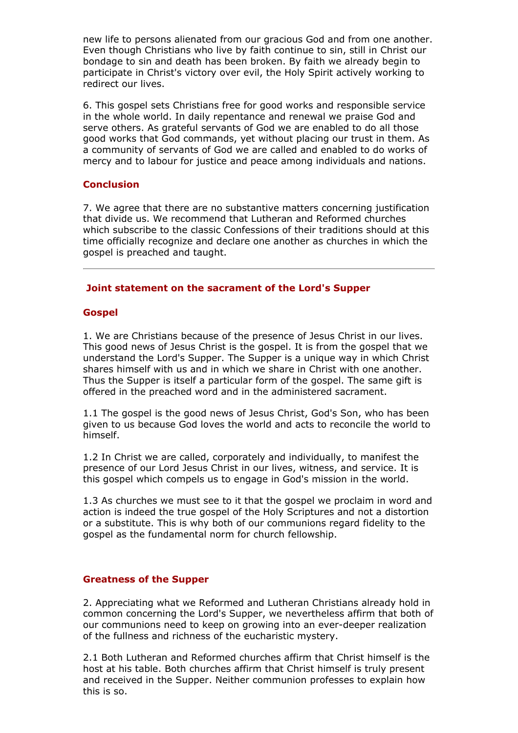new life to persons alienated from our gracious God and from one another. Even though Christians who live by faith continue to sin, still in Christ our bondage to sin and death has been broken. By faith we already begin to participate in Christ's victory over evil, the Holy Spirit actively working to redirect our lives.

6. This gospel sets Christians free for good works and responsible service in the whole world. In daily repentance and renewal we praise God and serve others. As grateful servants of God we are enabled to do all those good works that God commands, yet without placing our trust in them. As a community of servants of God we are called and enabled to do works of mercy and to labour for justice and peace among individuals and nations.

### Conclusion

7. We agree that there are no substantive matters concerning justification that divide us. We recommend that Lutheran and Reformed churches which subscribe to the classic Confessions of their traditions should at this time officially recognize and declare one another as churches in which the gospel is preached and taught.

---

## Joint statement on the sacrament of the Lord's Supper

### Gospel

1. We are Christians because of the presence of Jesus Christ in our lives. This good news of Jesus Christ is the gospel. It is from the gospel that we understand the Lord's Supper. The Supper is a unique way in which Christ shares himself with us and in which we share in Christ with one another. Thus the Supper is itself a particular form of the gospel. The same gift is offered in the preached word and in the administered sacrament.

1.1 The gospel is the good news of Jesus Christ, God's Son, who has been given to us because God loves the world and acts to reconcile the world to himself.

1.2 In Christ we are called, corporately and individually, to manifest the presence of our Lord Jesus Christ in our lives, witness, and service. It is this gospel which compels us to engage in God's mission in the world.

1.3 As churches we must see to it that the gospel we proclaim in word and action is indeed the true gospel of the Holy Scriptures and not a distortion or a substitute. This is why both of our communions regard fidelity to the gospel as the fundamental norm for church fellowship.

### Greatness of the Supper

2. Appreciating what we Reformed and Lutheran Christians already hold in common concerning the Lord's Supper, we nevertheless affirm that both of our communions need to keep on growing into an ever-deeper realization of the fullness and richness of the eucharistic mystery.

2.1 Both Lutheran and Reformed churches affirm that Christ himself is the host at his table. Both churches affirm that Christ himself is truly present and received in the Supper. Neither communion professes to explain how this is so.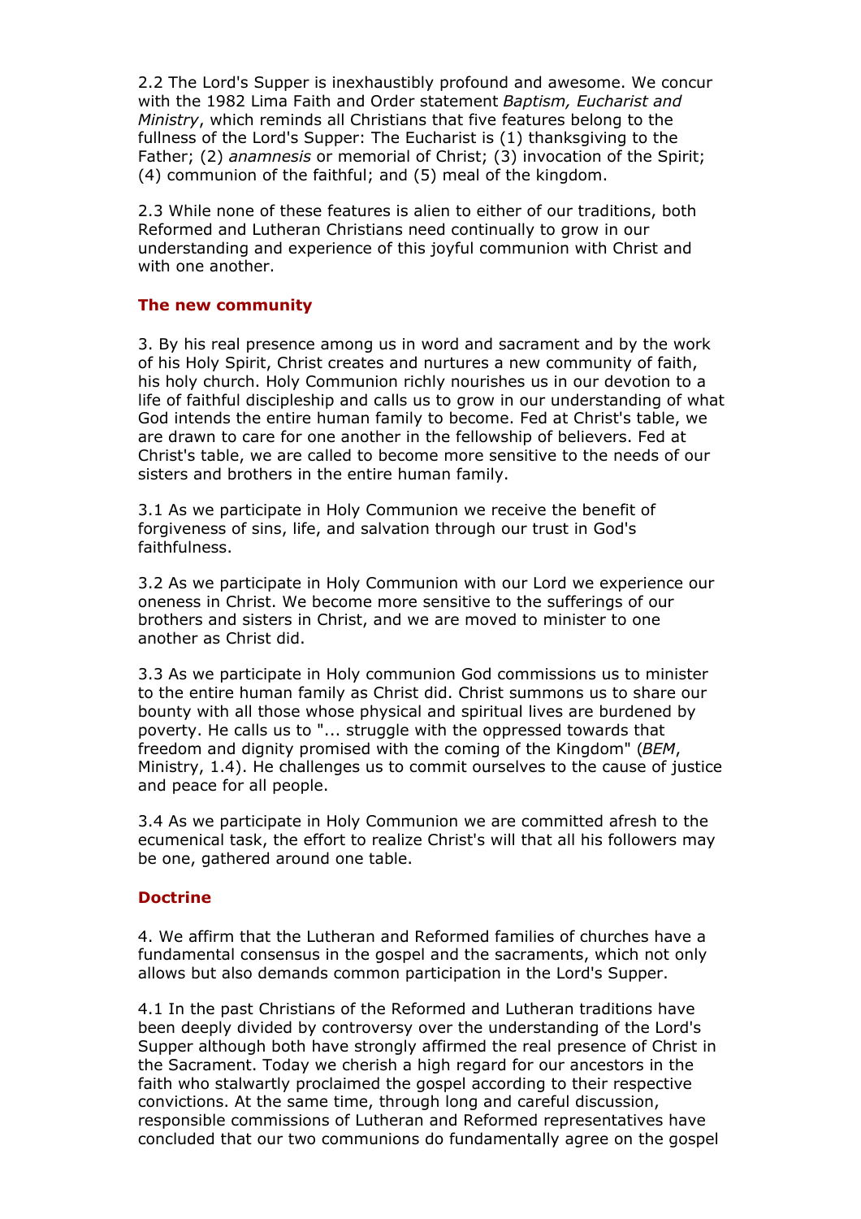2.2 The Lord's Supper is inexhaustibly profound and awesome. We concur with the 1982 Lima Faith and Order statement *Baptism, Eucharist and Ministry*, which reminds all Christians that five features belong to the fullness of the Lord's Supper: The Eucharist is (1) thanksgiving to the Father; (2) *anamnesis* or memorial of Christ; (3) invocation of the Spirit; (4) communion of the faithful; and (5) meal of the kingdom.

2.3 While none of these features is alien to either of our traditions, both Reformed and Lutheran Christians need continually to grow in our understanding and experience of this joyful communion with Christ and with one another.

### The new community

3. By his real presence among us in word and sacrament and by the work of his Holy Spirit, Christ creates and nurtures a new community of faith, his holy church. Holy Communion richly nourishes us in our devotion to a life of faithful discipleship and calls us to grow in our understanding of what God intends the entire human family to become. Fed at Christ's table, we are drawn to care for one another in the fellowship of believers. Fed at Christ's table, we are called to become more sensitive to the needs of our sisters and brothers in the entire human family.

3.1 As we participate in Holy Communion we receive the benefit of forgiveness of sins, life, and salvation through our trust in God's faithfulness.

3.2 As we participate in Holy Communion with our Lord we experience our oneness in Christ. We become more sensitive to the sufferings of our brothers and sisters in Christ, and we are moved to minister to one another as Christ did.

3.3 As we participate in Holy communion God commissions us to minister to the entire human family as Christ did. Christ summons us to share our bounty with all those whose physical and spiritual lives are burdened by poverty. He calls us to "... struggle with the oppressed towards that freedom and dignity promised with the coming of the Kingdom" (*BEM*, Ministry, 1.4). He challenges us to commit ourselves to the cause of justice and peace for all people.

3.4 As we participate in Holy Communion we are committed afresh to the ecumenical task, the effort to realize Christ's will that all his followers may be one, gathered around one table.

### Doctrine

4. We affirm that the Lutheran and Reformed families of churches have a fundamental consensus in the gospel and the sacraments, which not only allows but also demands common participation in the Lord's Supper.

4.1 In the past Christians of the Reformed and Lutheran traditions have been deeply divided by controversy over the understanding of the Lord's Supper although both have strongly affirmed the real presence of Christ in the Sacrament. Today we cherish a high regard for our ancestors in the faith who stalwartly proclaimed the gospel according to their respective convictions. At the same time, through long and careful discussion, responsible commissions of Lutheran and Reformed representatives have concluded that our two communions do fundamentally agree on the gospel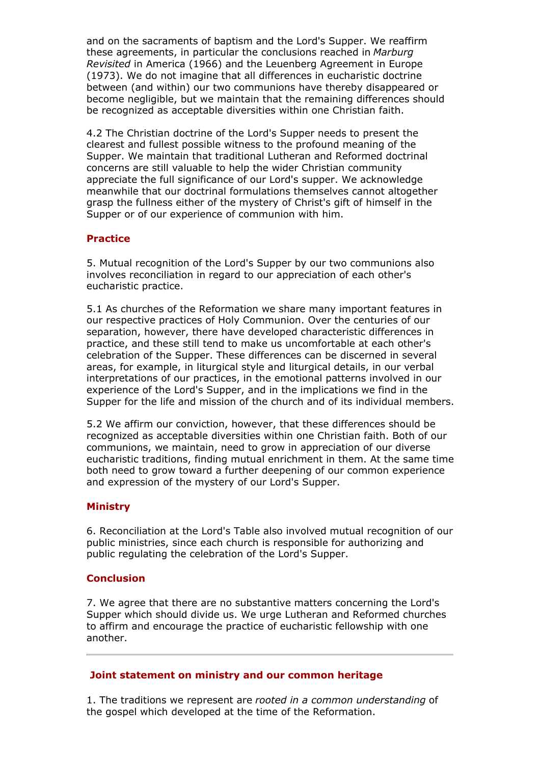and on the sacraments of baptism and the Lord's Supper. We reaffirm these agreements, in particular the conclusions reached in *Marburg Revisited* in America (1966) and the Leuenberg Agreement in Europe (1973). We do not imagine that all differences in eucharistic doctrine between (and within) our two communions have thereby disappeared or become negligible, but we maintain that the remaining differences should be recognized as acceptable diversities within one Christian faith.

4.2 The Christian doctrine of the Lord's Supper needs to present the clearest and fullest possible witness to the profound meaning of the Supper. We maintain that traditional Lutheran and Reformed doctrinal concerns are still valuable to help the wider Christian community appreciate the full significance of our Lord's supper. We acknowledge meanwhile that our doctrinal formulations themselves cannot altogether grasp the fullness either of the mystery of Christ's gift of himself in the Supper or of our experience of communion with him.

### Practice

5. Mutual recognition of the Lord's Supper by our two communions also involves reconciliation in regard to our appreciation of each other's eucharistic practice.

5.1 As churches of the Reformation we share many important features in our respective practices of Holy Communion. Over the centuries of our separation, however, there have developed characteristic differences in practice, and these still tend to make us uncomfortable at each other's celebration of the Supper. These differences can be discerned in several areas, for example, in liturgical style and liturgical details, in our verbal interpretations of our practices, in the emotional patterns involved in our experience of the Lord's Supper, and in the implications we find in the Supper for the life and mission of the church and of its individual members.

5.2 We affirm our conviction, however, that these differences should be recognized as acceptable diversities within one Christian faith. Both of our communions, we maintain, need to grow in appreciation of our diverse eucharistic traditions, finding mutual enrichment in them. At the same time both need to grow toward a further deepening of our common experience and expression of the mystery of our Lord's Supper.

### Ministry

6. Reconciliation at the Lord's Table also involved mutual recognition of our public ministries, since each church is responsible for authorizing and public regulating the celebration of the Lord's Supper.

### Conclusion

7. We agree that there are no substantive matters concerning the Lord's Supper which should divide us. We urge Lutheran and Reformed churches to affirm and encourage the practice of eucharistic fellowship with one another.

---

## Joint statement on ministry and our common heritage

1. The traditions we represent are *rooted in a common understanding* of the gospel which developed at the time of the Reformation.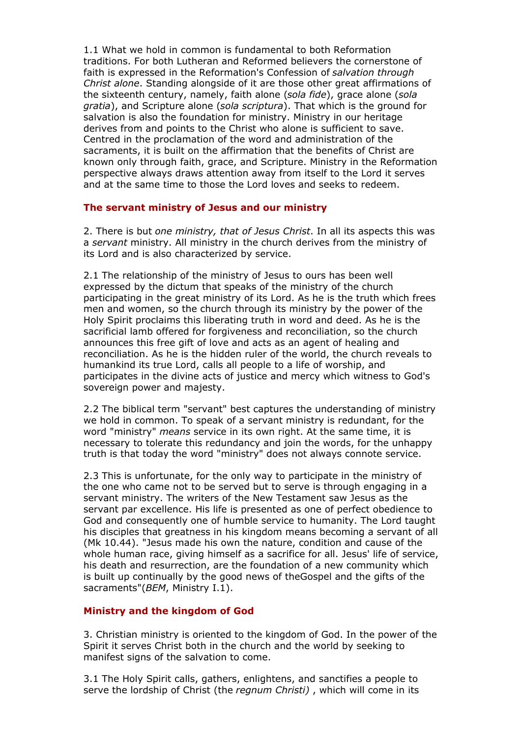1.1 What we hold in common is fundamental to both Reformation traditions. For both Lutheran and Reformed believers the cornerstone of faith is expressed in the Reformation's Confession of *salvation through Christ alone*. Standing alongside of it are those other great affirmations of the sixteenth century, namely, faith alone (*sola fide*), grace alone (*sola gratia*), and Scripture alone (*sola scriptura*). That which is the ground for salvation is also the foundation for ministry. Ministry in our heritage derives from and points to the Christ who alone is sufficient to save. Centred in the proclamation of the word and administration of the sacraments, it is built on the affirmation that the benefits of Christ are known only through faith, grace, and Scripture. Ministry in the Reformation perspective always draws attention away from itself to the Lord it serves and at the same time to those the Lord loves and seeks to redeem.

### The servant ministry of Jesus and our ministry

2. There is but *one ministry, that of Jesus Christ*. In all its aspects this was a *servant* ministry. All ministry in the church derives from the ministry of its Lord and is also characterized by service.

2.1 The relationship of the ministry of Jesus to ours has been well expressed by the dictum that speaks of the ministry of the church participating in the great ministry of its Lord. As he is the truth which frees men and women, so the church through its ministry by the power of the Holy Spirit proclaims this liberating truth in word and deed. As he is the sacrificial lamb offered for forgiveness and reconciliation, so the church announces this free gift of love and acts as an agent of healing and reconciliation. As he is the hidden ruler of the world, the church reveals to humankind its true Lord, calls all people to a life of worship, and participates in the divine acts of justice and mercy which witness to God's sovereign power and majesty.

2.2 The biblical term "servant" best captures the understanding of ministry we hold in common. To speak of a servant ministry is redundant, for the word "ministry" *means* service in its own right. At the same time, it is necessary to tolerate this redundancy and join the words, for the unhappy truth is that today the word "ministry" does not always connote service.

2.3 This is unfortunate, for the only way to participate in the ministry of the one who came not to be served but to serve is through engaging in a servant ministry. The writers of the New Testament saw Jesus as the servant par excellence. His life is presented as one of perfect obedience to God and consequently one of humble service to humanity. The Lord taught his disciples that greatness in his kingdom means becoming a servant of all (Mk 10.44). "Jesus made his own the nature, condition and cause of the whole human race, giving himself as a sacrifice for all. Jesus' life of service, his death and resurrection, are the foundation of a new community which is built up continually by the good news of theGospel and the gifts of the sacraments"(*BEM*, Ministry I.1).

### Ministry and the kingdom of God

3. Christian ministry is oriented to the kingdom of God. In the power of the Spirit it serves Christ both in the church and the world by seeking to manifest signs of the salvation to come.

3.1 The Holy Spirit calls, gathers, enlightens, and sanctifies a people to serve the lordship of Christ (the *regnum Christi)* , which will come in its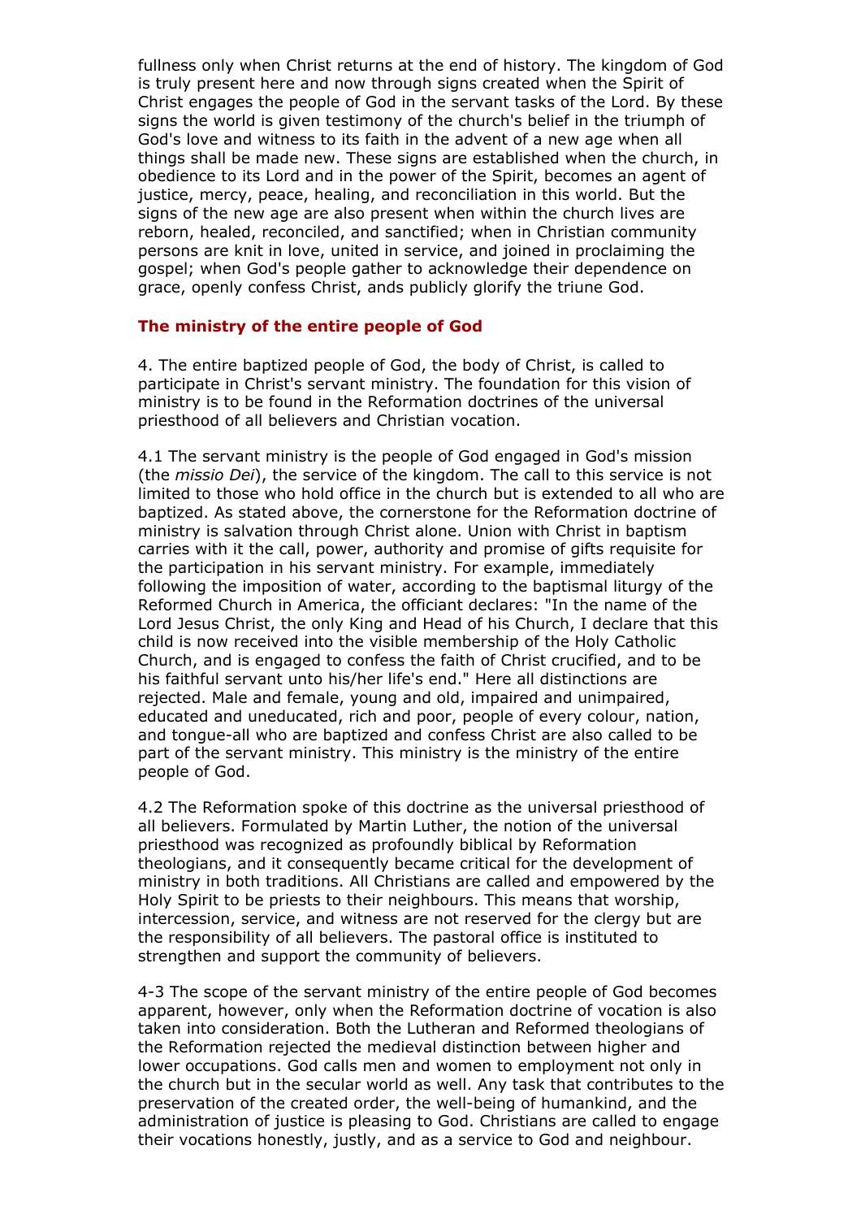fullness only when Christ returns at the end of history. The kingdom of God is truly present here and now through signs created when the Spirit of Christ engages the people of God in the servant tasks of the Lord. By these signs the world is given testimony of the church's belief in the triumph of God's love and witness to its faith in the advent of a new age when all things shall be made new. These signs are established when the church, in obedience to its Lord and in the power of the Spirit, becomes an agent of justice, mercy, peace, healing, and reconciliation in this world. But the signs of the new age are also present when within the church lives are reborn, healed, reconciled, and sanctified; when in Christian community persons are knit in love, united in service, and joined in proclaiming the gospel; when God's people gather to acknowledge their dependence on grace, openly confess Christ, ands publicly glorify the triune God.

### The ministry of the entire people of God

4. The entire baptized people of God, the body of Christ, is called to participate in Christ's servant ministry. The foundation for this vision of ministry is to be found in the Reformation doctrines of the universal priesthood of all believers and Christian vocation.

4.1 The servant ministry is the people of God engaged in God's mission (the *missio Dei*), the service of the kingdom. The call to this service is not limited to those who hold office in the church but is extended to all who are baptized. As stated above, the cornerstone for the Reformation doctrine of ministry is salvation through Christ alone. Union with Christ in baptism carries with it the call, power, authority and promise of gifts requisite for the participation in his servant ministry. For example, immediately following the imposition of water, according to the baptismal liturgy of the Reformed Church in America, the officiant declares: "In the name of the Lord Jesus Christ, the only King and Head of his Church, I declare that this child is now received into the visible membership of the Holy Catholic Church, and is engaged to confess the faith of Christ crucified, and to be his faithful servant unto his/her life's end." Here all distinctions are rejected. Male and female, young and old, impaired and unimpaired, educated and uneducated, rich and poor, people of every colour, nation, and tongue-all who are baptized and confess Christ are also called to be part of the servant ministry. This ministry is the ministry of the entire people of God.

4.2 The Reformation spoke of this doctrine as the universal priesthood of all believers. Formulated by Martin Luther, the notion of the universal priesthood was recognized as profoundly biblical by Reformation theologians, and it consequently became critical for the development of ministry in both traditions. All Christians are called and empowered by the Holy Spirit to be priests to their neighbours. This means that worship, intercession, service, and witness are not reserved for the clergy but are the responsibility of all believers. The pastoral office is instituted to strengthen and support the community of believers.

4-3 The scope of the servant ministry of the entire people of God becomes apparent, however, only when the Reformation doctrine of vocation is also taken into consideration. Both the Lutheran and Reformed theologians of the Reformation rejected the medieval distinction between higher and lower occupations. God calls men and women to employment not only in the church but in the secular world as well. Any task that contributes to the preservation of the created order, the well-being of humankind, and the administration of justice is pleasing to God. Christians are called to engage their vocations honestly, justly, and as a service to God and neighbour.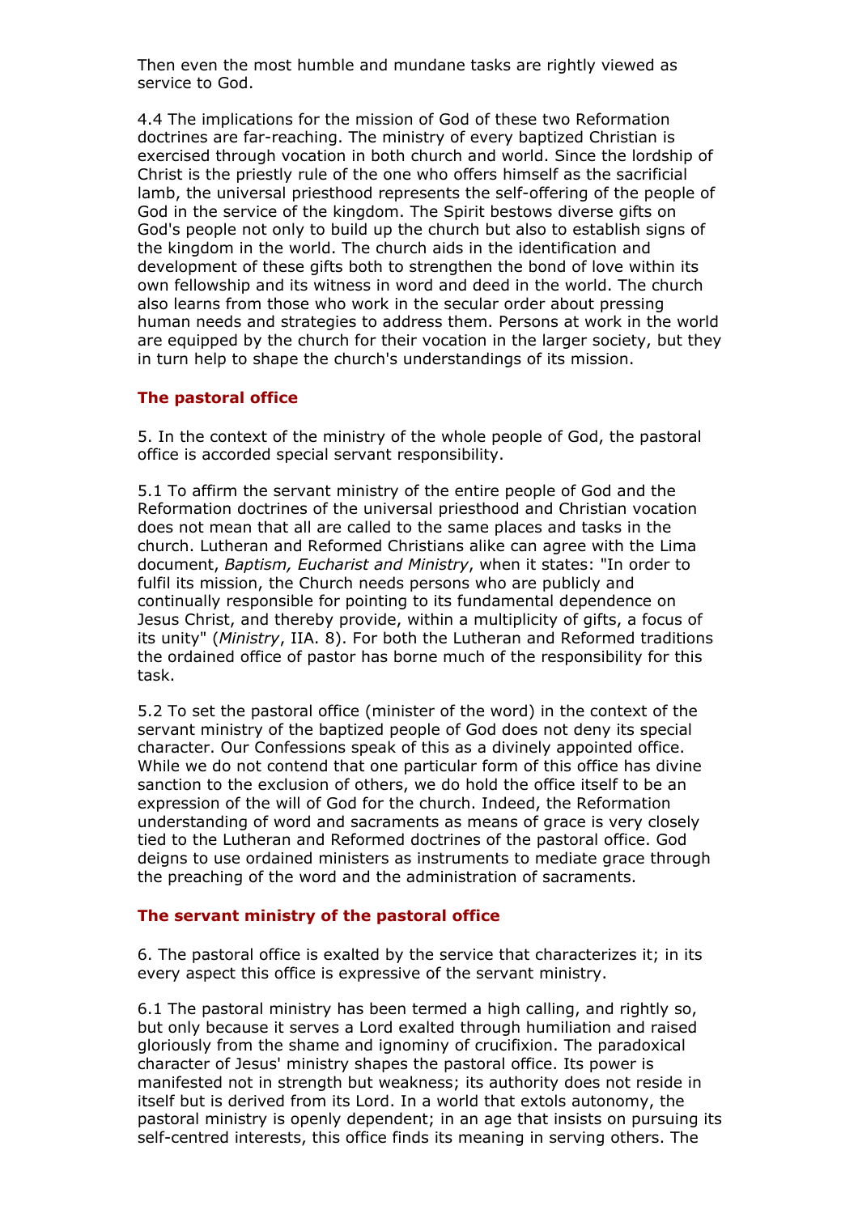Then even the most humble and mundane tasks are rightly viewed as service to God.

4.4 The implications for the mission of God of these two Reformation doctrines are far-reaching. The ministry of every baptized Christian is exercised through vocation in both church and world. Since the lordship of Christ is the priestly rule of the one who offers himself as the sacrificial lamb, the universal priesthood represents the self-offering of the people of God in the service of the kingdom. The Spirit bestows diverse gifts on God's people not only to build up the church but also to establish signs of the kingdom in the world. The church aids in the identification and development of these gifts both to strengthen the bond of love within its own fellowship and its witness in word and deed in the world. The church also learns from those who work in the secular order about pressing human needs and strategies to address them. Persons at work in the world are equipped by the church for their vocation in the larger society, but they in turn help to shape the church's understandings of its mission.

### The pastoral office

5. In the context of the ministry of the whole people of God, the pastoral office is accorded special servant responsibility.

5.1 To affirm the servant ministry of the entire people of God and the Reformation doctrines of the universal priesthood and Christian vocation does not mean that all are called to the same places and tasks in the church. Lutheran and Reformed Christians alike can agree with the Lima document, *Baptism, Eucharist and Ministry*, when it states: "In order to fulfil its mission, the Church needs persons who are publicly and continually responsible for pointing to its fundamental dependence on Jesus Christ, and thereby provide, within a multiplicity of gifts, a focus of its unity" (*Ministry*, IIA. 8). For both the Lutheran and Reformed traditions the ordained office of pastor has borne much of the responsibility for this task.

5.2 To set the pastoral office (minister of the word) in the context of the servant ministry of the baptized people of God does not deny its special character. Our Confessions speak of this as a divinely appointed office. While we do not contend that one particular form of this office has divine sanction to the exclusion of others, we do hold the office itself to be an expression of the will of God for the church. Indeed, the Reformation understanding of word and sacraments as means of grace is very closely tied to the Lutheran and Reformed doctrines of the pastoral office. God deigns to use ordained ministers as instruments to mediate grace through the preaching of the word and the administration of sacraments.

### The servant ministry of the pastoral office

6. The pastoral office is exalted by the service that characterizes it; in its every aspect this office is expressive of the servant ministry.

6.1 The pastoral ministry has been termed a high calling, and rightly so, but only because it serves a Lord exalted through humiliation and raised gloriously from the shame and ignominy of crucifixion. The paradoxical character of Jesus' ministry shapes the pastoral office. Its power is manifested not in strength but weakness; its authority does not reside in itself but is derived from its Lord. In a world that extols autonomy, the pastoral ministry is openly dependent; in an age that insists on pursuing its self-centred interests, this office finds its meaning in serving others. The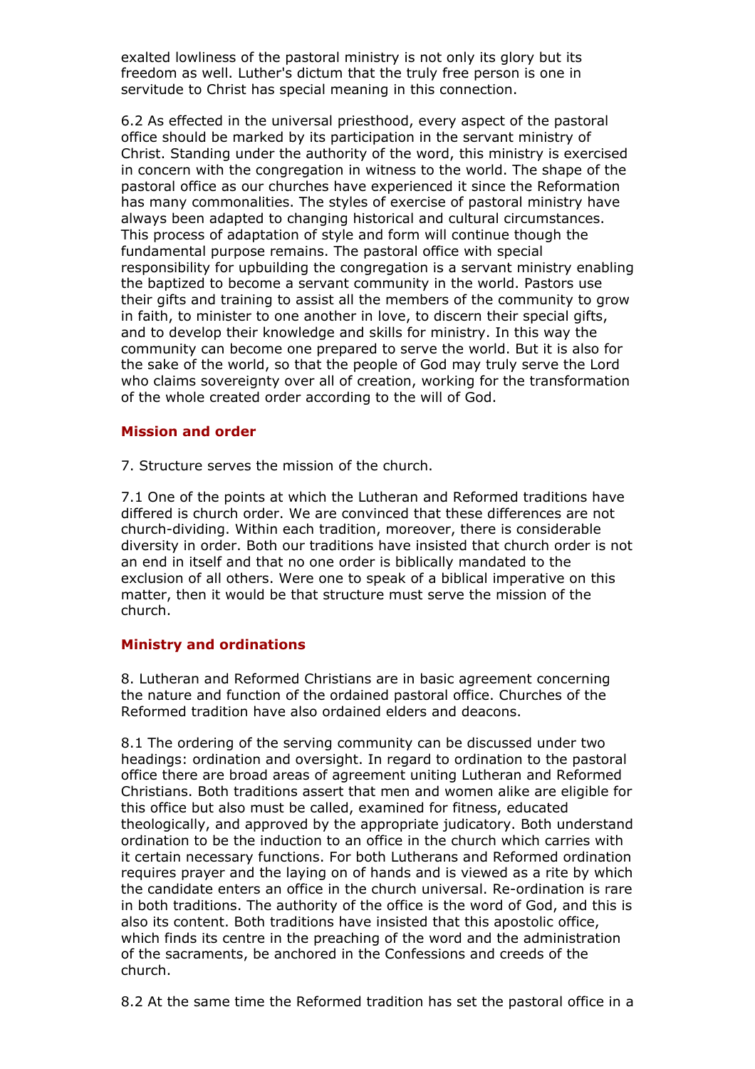exalted lowliness of the pastoral ministry is not only its glory but its freedom as well. Luther's dictum that the truly free person is one in servitude to Christ has special meaning in this connection.

6.2 As effected in the universal priesthood, every aspect of the pastoral office should be marked by its participation in the servant ministry of Christ. Standing under the authority of the word, this ministry is exercised in concern with the congregation in witness to the world. The shape of the pastoral office as our churches have experienced it since the Reformation has many commonalities. The styles of exercise of pastoral ministry have always been adapted to changing historical and cultural circumstances. This process of adaptation of style and form will continue though the fundamental purpose remains. The pastoral office with special responsibility for upbuilding the congregation is a servant ministry enabling the baptized to become a servant community in the world. Pastors use their gifts and training to assist all the members of the community to grow in faith, to minister to one another in love, to discern their special gifts, and to develop their knowledge and skills for ministry. In this way the community can become one prepared to serve the world. But it is also for the sake of the world, so that the people of God may truly serve the Lord who claims sovereignty over all of creation, working for the transformation of the whole created order according to the will of God.

### Mission and order

7. Structure serves the mission of the church.

7.1 One of the points at which the Lutheran and Reformed traditions have differed is church order. We are convinced that these differences are not church-dividing. Within each tradition, moreover, there is considerable diversity in order. Both our traditions have insisted that church order is not an end in itself and that no one order is biblically mandated to the exclusion of all others. Were one to speak of a biblical imperative on this matter, then it would be that structure must serve the mission of the church.

### Ministry and ordinations

8. Lutheran and Reformed Christians are in basic agreement concerning the nature and function of the ordained pastoral office. Churches of the Reformed tradition have also ordained elders and deacons.

8.1 The ordering of the serving community can be discussed under two headings: ordination and oversight. In regard to ordination to the pastoral office there are broad areas of agreement uniting Lutheran and Reformed Christians. Both traditions assert that men and women alike are eligible for this office but also must be called, examined for fitness, educated theologically, and approved by the appropriate judicatory. Both understand ordination to be the induction to an office in the church which carries with it certain necessary functions. For both Lutherans and Reformed ordination requires prayer and the laying on of hands and is viewed as a rite by which the candidate enters an office in the church universal. Re-ordination is rare in both traditions. The authority of the office is the word of God, and this is also its content. Both traditions have insisted that this apostolic office, which finds its centre in the preaching of the word and the administration of the sacraments, be anchored in the Confessions and creeds of the church.

8.2 At the same time the Reformed tradition has set the pastoral office in a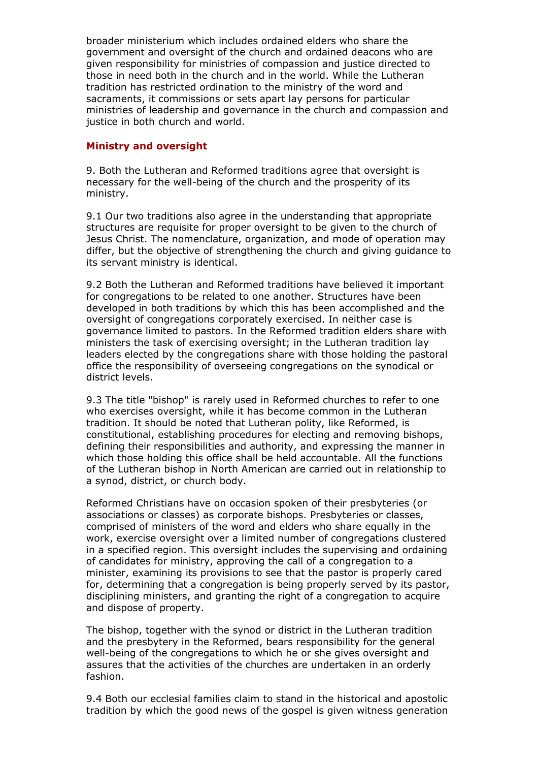broader ministerium which includes ordained elders who share the government and oversight of the church and ordained deacons who are given responsibility for ministries of compassion and justice directed to those in need both in the church and in the world. While the Lutheran tradition has restricted ordination to the ministry of the word and sacraments, it commissions or sets apart lay persons for particular ministries of leadership and governance in the church and compassion and justice in both church and world.

### Ministry and oversight

9. Both the Lutheran and Reformed traditions agree that oversight is necessary for the well-being of the church and the prosperity of its ministry.

9.1 Our two traditions also agree in the understanding that appropriate structures are requisite for proper oversight to be given to the church of Jesus Christ. The nomenclature, organization, and mode of operation may differ, but the objective of strengthening the church and giving guidance to its servant ministry is identical.

9.2 Both the Lutheran and Reformed traditions have believed it important for congregations to be related to one another. Structures have been developed in both traditions by which this has been accomplished and the oversight of congregations corporately exercised. In neither case is governance limited to pastors. In the Reformed tradition elders share with ministers the task of exercising oversight; in the Lutheran tradition lay leaders elected by the congregations share with those holding the pastoral office the responsibility of overseeing congregations on the synodical or district levels.

9.3 The title "bishop" is rarely used in Reformed churches to refer to one who exercises oversight, while it has become common in the Lutheran tradition. It should be noted that Lutheran polity, like Reformed, is constitutional, establishing procedures for electing and removing bishops, defining their responsibilities and authority, and expressing the manner in which those holding this office shall be held accountable. All the functions of the Lutheran bishop in North American are carried out in relationship to a synod, district, or church body.

Reformed Christians have on occasion spoken of their presbyteries (or associations or classes) as corporate bishops. Presbyteries or classes, comprised of ministers of the word and elders who share equally in the work, exercise oversight over a limited number of congregations clustered in a specified region. This oversight includes the supervising and ordaining of candidates for ministry, approving the call of a congregation to a minister, examining its provisions to see that the pastor is properly cared for, determining that a congregation is being properly served by its pastor, disciplining ministers, and granting the right of a congregation to acquire and dispose of property.

The bishop, together with the synod or district in the Lutheran tradition and the presbytery in the Reformed, bears responsibility for the general well-being of the congregations to which he or she gives oversight and assures that the activities of the churches are undertaken in an orderly fashion.

9.4 Both our ecclesial families claim to stand in the historical and apostolic tradition by which the good news of the gospel is given witness generation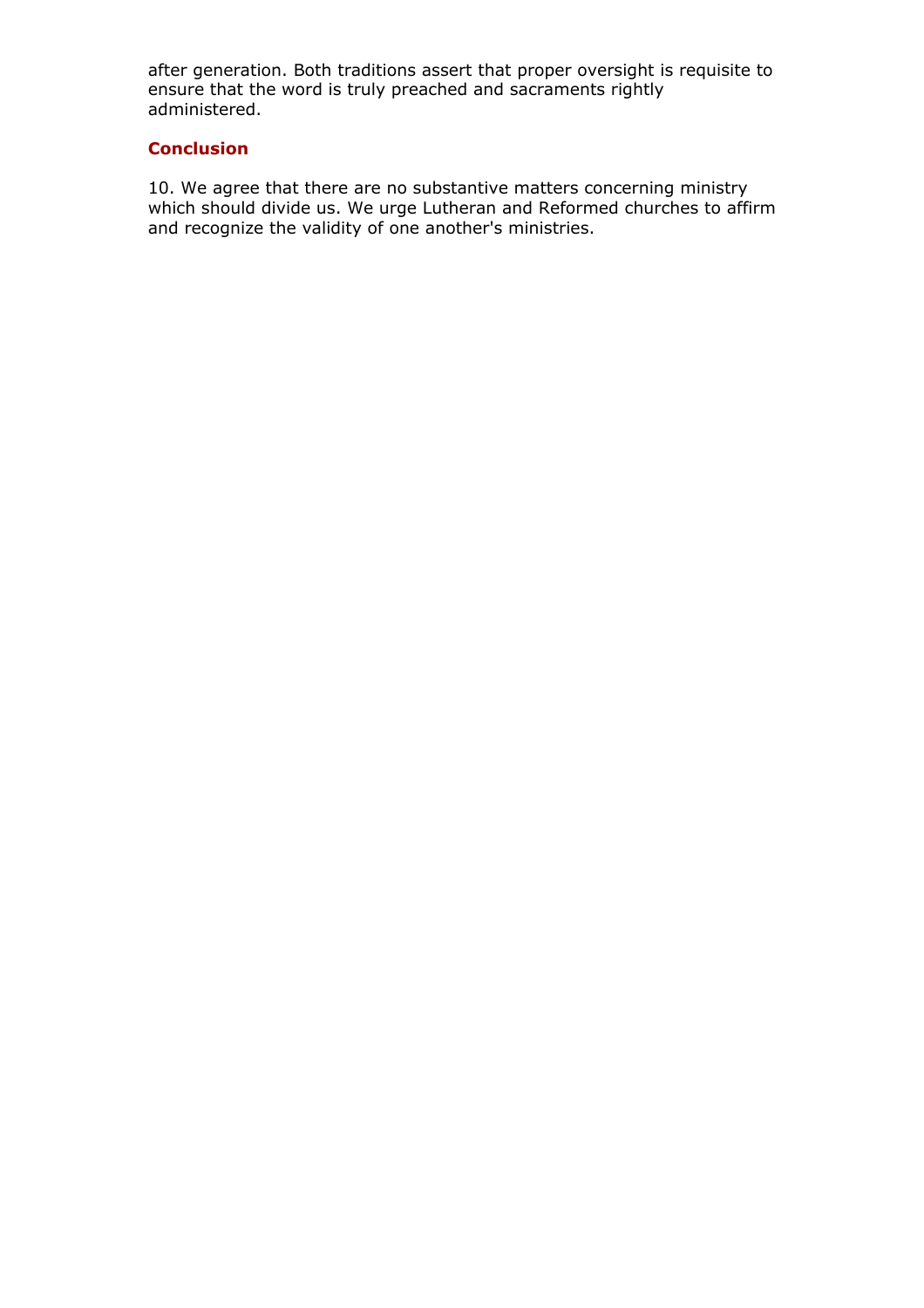after generation. Both traditions assert that proper oversight is requisite to ensure that the word is truly preached and sacraments rightly administered.

### Conclusion

10. We agree that there are no substantive matters concerning ministry which should divide us. We urge Lutheran and Reformed churches to affirm and recognize the validity of one another's ministries.